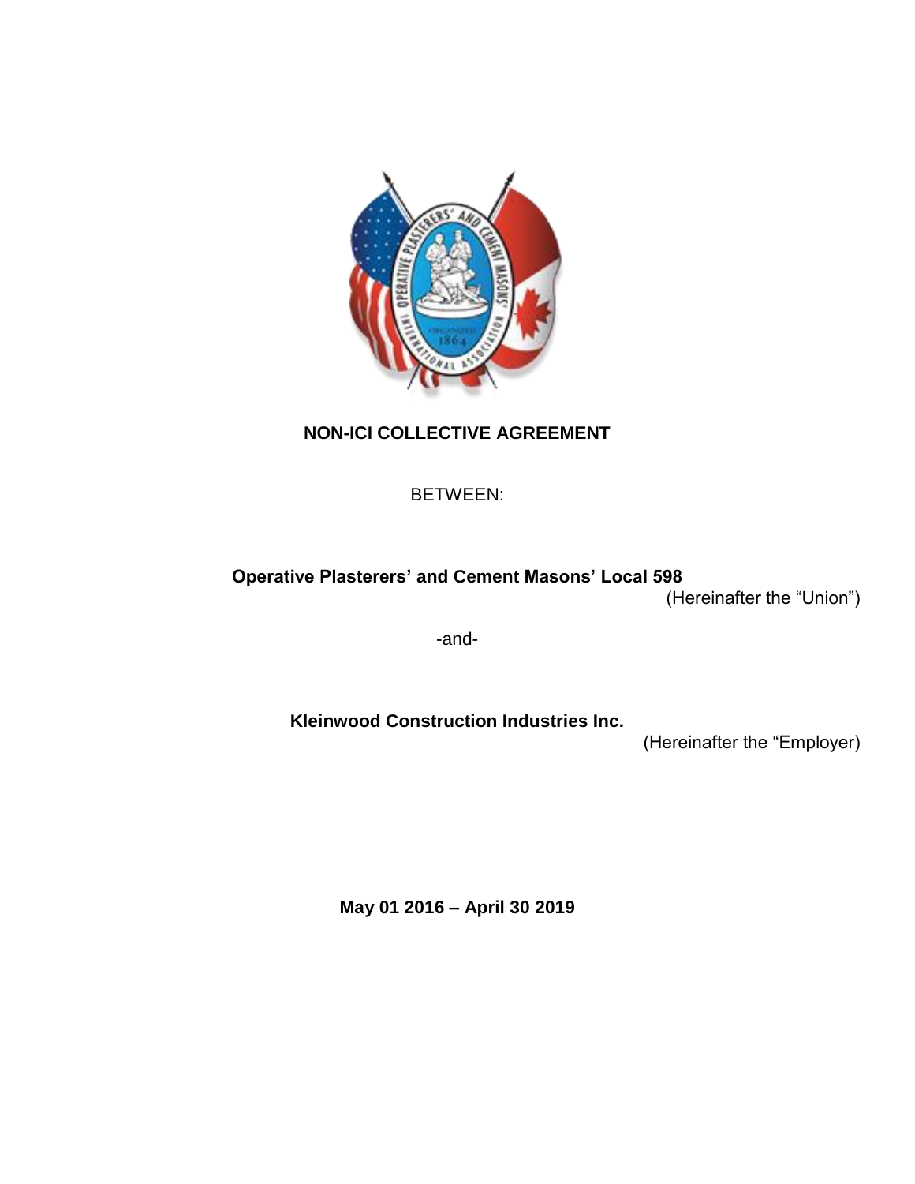# NON-ICI COLLECTIVE AGREEMENT

BETWEEN:

**Operative Plasterers' and Cement Masons' Local 598**

(Hereinafter the "Union")

-and-

**Kleinwood Construction Industries Inc.**

(Hereinafter the "Employer)

**May 01 2016 – April 30 2019**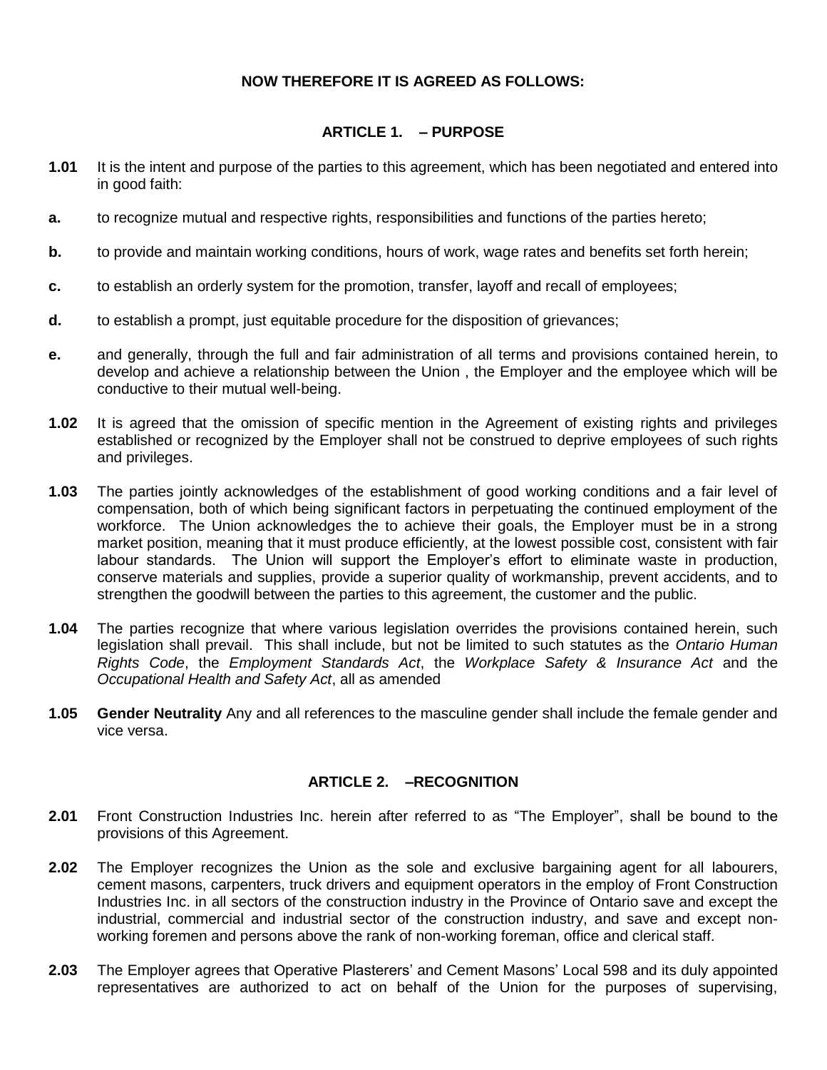**NOW THEREFORE IT IS AGREED AS FOLLOWS:**

## ARTICLE 1. – PURPOSE

**1.01** It is the intent and purpose of the parties to this agreement, which has been negotiated and entered into in good faith:

**a.** to recognize mutual and respective rights, responsibilities and functions of the parties hereto;

**b.** to provide and maintain working conditions, hours of work, wage rates and benefits set forth herein;

**c.** to establish an orderly system for the promotion, transfer, layoff and recall of employees;

**d.** to establish a prompt, just equitable procedure for the disposition of grievances;

**e.** and generally, through the full and fair administration of all terms and provisions contained herein, to develop and achieve a relationship between the Union , the Employer and the employee which will be conductive to their mutual well-being.

**1.02** It is agreed that the omission of specific mention in the Agreement of existing rights and privileges established or recognized by the Employer shall not be construed to deprive employees of such rights and privileges.

**1.03** The parties jointly acknowledges of the establishment of good working conditions and a fair level of compensation, both of which being significant factors in perpetuating the continued employment of the workforce. The Union acknowledges the to achieve their goals, the Employer must be in a strong market position, meaning that it must produce efficiently, at the lowest possible cost, consistent with fair labour standards. The Union will support the Employer's effort to eliminate waste in production, conserve materials and supplies, provide a superior quality of workmanship, prevent accidents, and to strengthen the goodwill between the parties to this agreement, the customer and the public.

**1.04** The parties recognize that where various legislation overrides the provisions contained herein, such legislation shall prevail. This shall include, but not be limited to such statutes as the *Ontario Human Rights Code*, the *Employment Standards Act*, the *Workplace Safety & Insurance Act* and the *Occupational Health and Safety Act*, all as amended

**1.05** **Gender Neutrality** Any and all references to the masculine gender shall include the female gender and vice versa.

## ARTICLE 2. –RECOGNITION

**2.01** Front Construction Industries Inc. herein after referred to as "The Employer", shall be bound to the provisions of this Agreement.

**2.02** The Employer recognizes the Union as the sole and exclusive bargaining agent for all labourers, cement masons, carpenters, truck drivers and equipment operators in the employ of Front Construction Industries Inc. in all sectors of the construction industry in the Province of Ontario save and except the industrial, commercial and industrial sector of the construction industry, and save and except non-working foremen and persons above the rank of non-working foreman, office and clerical staff.

**2.03** The Employer agrees that Operative Plasterers' and Cement Masons' Local 598 and its duly appointed representatives are authorized to act on behalf of the Union for the purposes of supervising,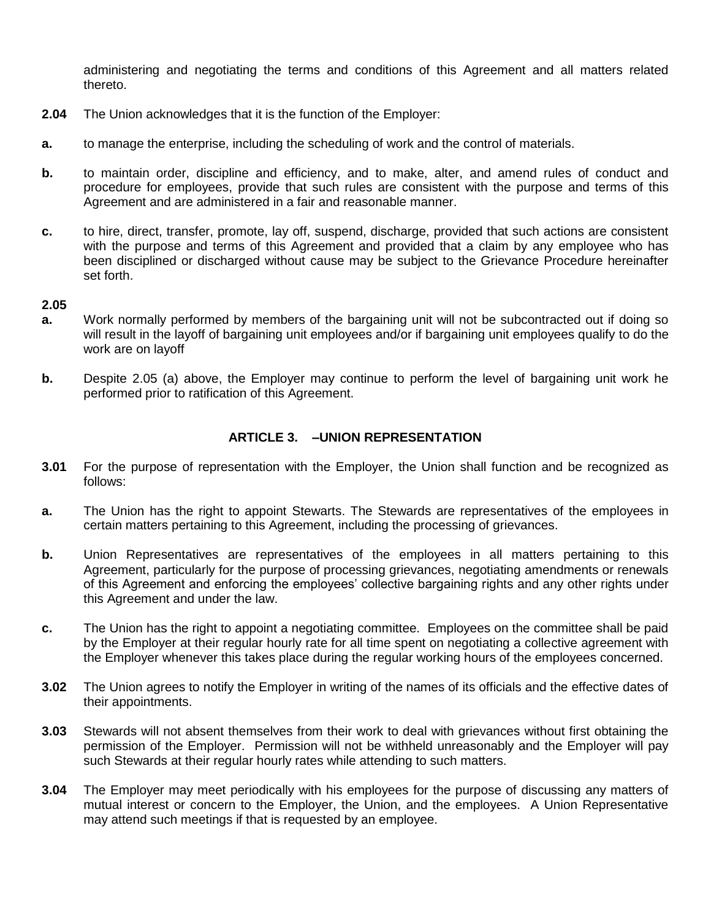administering and negotiating the terms and conditions of this Agreement and all matters related thereto.

**2.04** The Union acknowledges that it is the function of the Employer:

**a.** to manage the enterprise, including the scheduling of work and the control of materials.

**b.** to maintain order, discipline and efficiency, and to make, alter, and amend rules of conduct and procedure for employees, provide that such rules are consistent with the purpose and terms of this Agreement and are administered in a fair and reasonable manner.

**c.** to hire, direct, transfer, promote, lay off, suspend, discharge, provided that such actions are consistent with the purpose and terms of this Agreement and provided that a claim by any employee who has been disciplined or discharged without cause may be subject to the Grievance Procedure hereinafter set forth.

**2.05**

**a.** Work normally performed by members of the bargaining unit will not be subcontracted out if doing so will result in the layoff of bargaining unit employees and/or if bargaining unit employees qualify to do the work are on layoff

**b.** Despite 2.05 (a) above, the Employer may continue to perform the level of bargaining unit work he performed prior to ratification of this Agreement.

## ARTICLE 3. –UNION REPRESENTATION

**3.01** For the purpose of representation with the Employer, the Union shall function and be recognized as follows:

**a.** The Union has the right to appoint Stewarts. The Stewards are representatives of the employees in certain matters pertaining to this Agreement, including the processing of grievances.

**b.** Union Representatives are representatives of the employees in all matters pertaining to this Agreement, particularly for the purpose of processing grievances, negotiating amendments or renewals of this Agreement and enforcing the employees' collective bargaining rights and any other rights under this Agreement and under the law.

**c.** The Union has the right to appoint a negotiating committee. Employees on the committee shall be paid by the Employer at their regular hourly rate for all time spent on negotiating a collective agreement with the Employer whenever this takes place during the regular working hours of the employees concerned.

**3.02** The Union agrees to notify the Employer in writing of the names of its officials and the effective dates of their appointments.

**3.03** Stewards will not absent themselves from their work to deal with grievances without first obtaining the permission of the Employer. Permission will not be withheld unreasonably and the Employer will pay such Stewards at their regular hourly rates while attending to such matters.

**3.04** The Employer may meet periodically with his employees for the purpose of discussing any matters of mutual interest or concern to the Employer, the Union, and the employees. A Union Representative may attend such meetings if that is requested by an employee.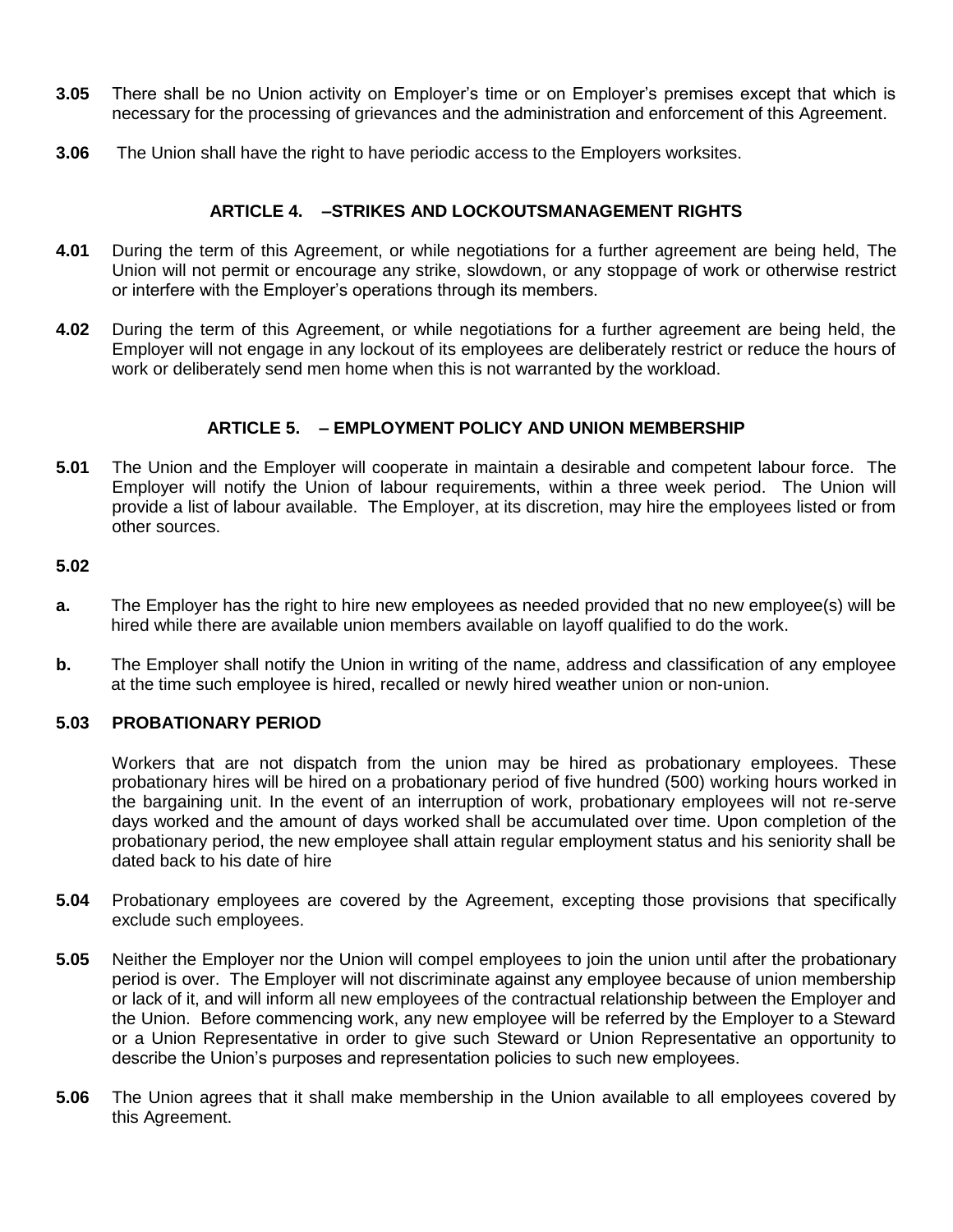**3.05** There shall be no Union activity on Employer's time or on Employer's premises except that which is necessary for the processing of grievances and the administration and enforcement of this Agreement.

**3.06** The Union shall have the right to have periodic access to the Employers worksites.

## ARTICLE 4. –STRIKES AND LOCKOUTSMANAGEMENT RIGHTS

**4.01** During the term of this Agreement, or while negotiations for a further agreement are being held, The Union will not permit or encourage any strike, slowdown, or any stoppage of work or otherwise restrict or interfere with the Employer's operations through its members.

**4.02** During the term of this Agreement, or while negotiations for a further agreement are being held, the Employer will not engage in any lockout of its employees are deliberately restrict or reduce the hours of work or deliberately send men home when this is not warranted by the workload.

## ARTICLE 5. – EMPLOYMENT POLICY AND UNION MEMBERSHIP

**5.01** The Union and the Employer will cooperate in maintain a desirable and competent labour force. The Employer will notify the Union of labour requirements, within a three week period. The Union will provide a list of labour available. The Employer, at its discretion, may hire the employees listed or from other sources.

**5.02**

**a.** The Employer has the right to hire new employees as needed provided that no new employee(s) will be hired while there are available union members available on layoff qualified to do the work.

**b.** The Employer shall notify the Union in writing of the name, address and classification of any employee at the time such employee is hired, recalled or newly hired weather union or non-union.

**5.03 PROBATIONARY PERIOD**

Workers that are not dispatch from the union may be hired as probationary employees. These probationary hires will be hired on a probationary period of five hundred (500) working hours worked in the bargaining unit. In the event of an interruption of work, probationary employees will not re-serve days worked and the amount of days worked shall be accumulated over time. Upon completion of the probationary period, the new employee shall attain regular employment status and his seniority shall be dated back to his date of hire

**5.04** Probationary employees are covered by the Agreement, excepting those provisions that specifically exclude such employees.

**5.05** Neither the Employer nor the Union will compel employees to join the union until after the probationary period is over. The Employer will not discriminate against any employee because of union membership or lack of it, and will inform all new employees of the contractual relationship between the Employer and the Union. Before commencing work, any new employee will be referred by the Employer to a Steward or a Union Representative in order to give such Steward or Union Representative an opportunity to describe the Union's purposes and representation policies to such new employees.

**5.06** The Union agrees that it shall make membership in the Union available to all employees covered by this Agreement.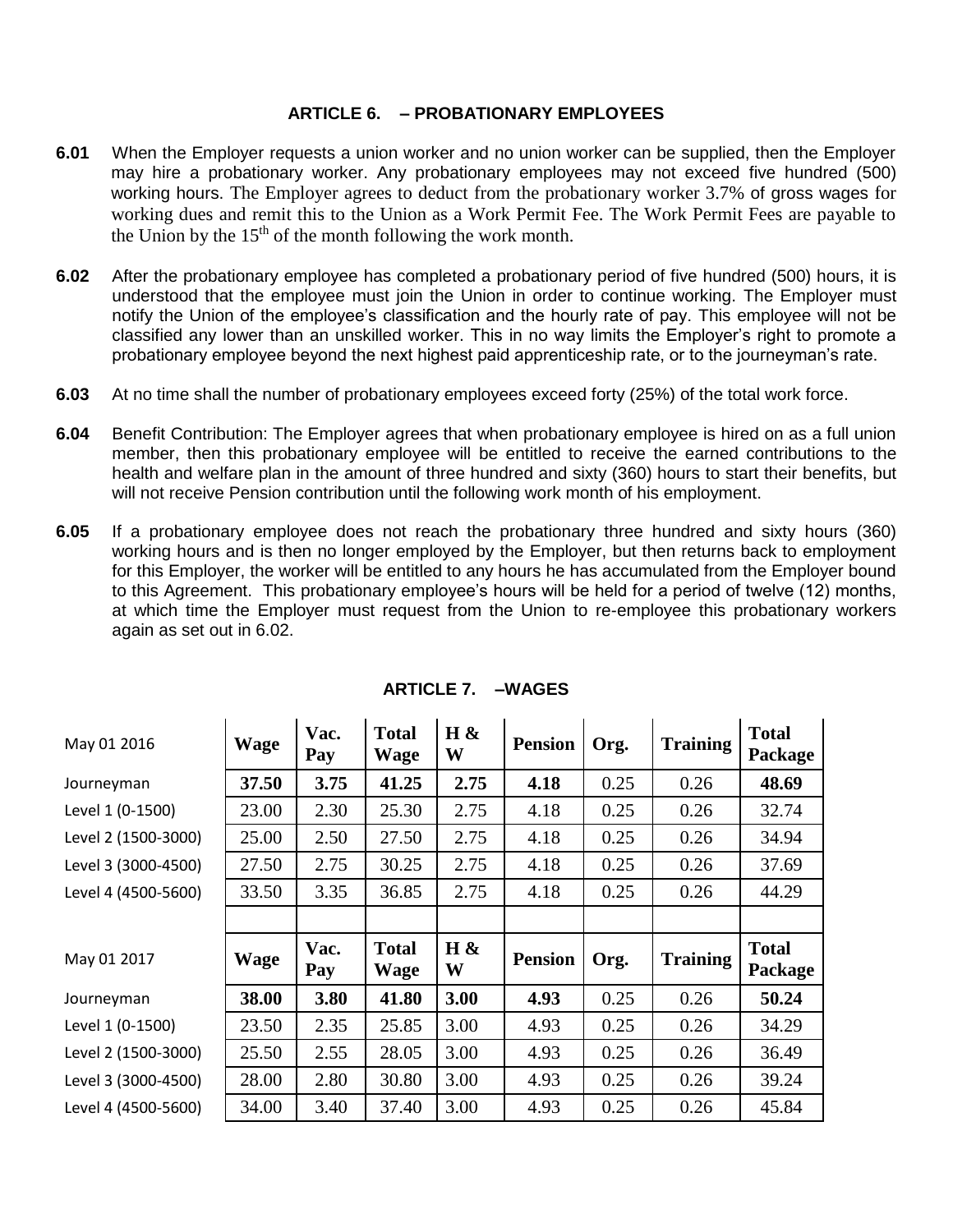## ARTICLE 6. – PROBATIONARY EMPLOYEES

**6.01** When the Employer requests a union worker and no union worker can be supplied, then the Employer may hire a probationary worker. Any probationary employees may not exceed five hundred (500) working hours. The Employer agrees to deduct from the probationary worker 3.7% of gross wages for working dues and remit this to the Union as a Work Permit Fee. The Work Permit Fees are payable to the Union by the 15th of the month following the work month.

**6.02** After the probationary employee has completed a probationary period of five hundred (500) hours, it is understood that the employee must join the Union in order to continue working. The Employer must notify the Union of the employee's classification and the hourly rate of pay. This employee will not be classified any lower than an unskilled worker. This in no way limits the Employer's right to promote a probationary employee beyond the next highest paid apprenticeship rate, or to the journeyman's rate.

**6.03** At no time shall the number of probationary employees exceed forty (25%) of the total work force.

**6.04** Benefit Contribution: The Employer agrees that when probationary employee is hired on as a full union member, then this probationary employee will be entitled to receive the earned contributions to the health and welfare plan in the amount of three hundred and sixty (360) hours to start their benefits, but will not receive Pension contribution until the following work month of his employment.

**6.05** If a probationary employee does not reach the probationary three hundred and sixty hours (360) working hours and is then no longer employed by the Employer, but then returns back to employment for this Employer, the worker will be entitled to any hours he has accumulated from the Employer bound to this Agreement. This probationary employee's hours will be held for a period of twelve (12) months, at which time the Employer must request from the Union to re-employee this probationary workers again as set out in 6.02.

## ARTICLE 7. –WAGES

| May 01 2016 | Wage | Vac. Pay | Total Wage | H & W | Pension | Org. | Training | Total Package |
|---|---|---|---|---|---|---|---|---|
| Journeyman | **37.50** | **3.75** | **41.25** | **2.75** | **4.18** | 0.25 | 0.26 | **48.69** |
| Level 1 (0-1500) | 23.00 | 2.30 | 25.30 | 2.75 | 4.18 | 0.25 | 0.26 | 32.74 |
| Level 2 (1500-3000) | 25.00 | 2.50 | 27.50 | 2.75 | 4.18 | 0.25 | 0.26 | 34.94 |
| Level 3 (3000-4500) | 27.50 | 2.75 | 30.25 | 2.75 | 4.18 | 0.25 | 0.26 | 37.69 |
| Level 4 (4500-5600) | 33.50 | 3.35 | 36.85 | 2.75 | 4.18 | 0.25 | 0.26 | 44.29 |
| | | | | | | | | |
| May 01 2017 | **Wage** | **Vac. Pay** | **Total Wage** | **H & W** | **Pension** | **Org.** | **Training** | **Total Package** |
| Journeyman | **38.00** | **3.80** | **41.80** | **3.00** | **4.93** | 0.25 | 0.26 | **50.24** |
| Level 1 (0-1500) | 23.50 | 2.35 | 25.85 | 3.00 | 4.93 | 0.25 | 0.26 | 34.29 |
| Level 2 (1500-3000) | 25.50 | 2.55 | 28.05 | 3.00 | 4.93 | 0.25 | 0.26 | 36.49 |
| Level 3 (3000-4500) | 28.00 | 2.80 | 30.80 | 3.00 | 4.93 | 0.25 | 0.26 | 39.24 |
| Level 4 (4500-5600) | 34.00 | 3.40 | 37.40 | 3.00 | 4.93 | 0.25 | 0.26 | 45.84 |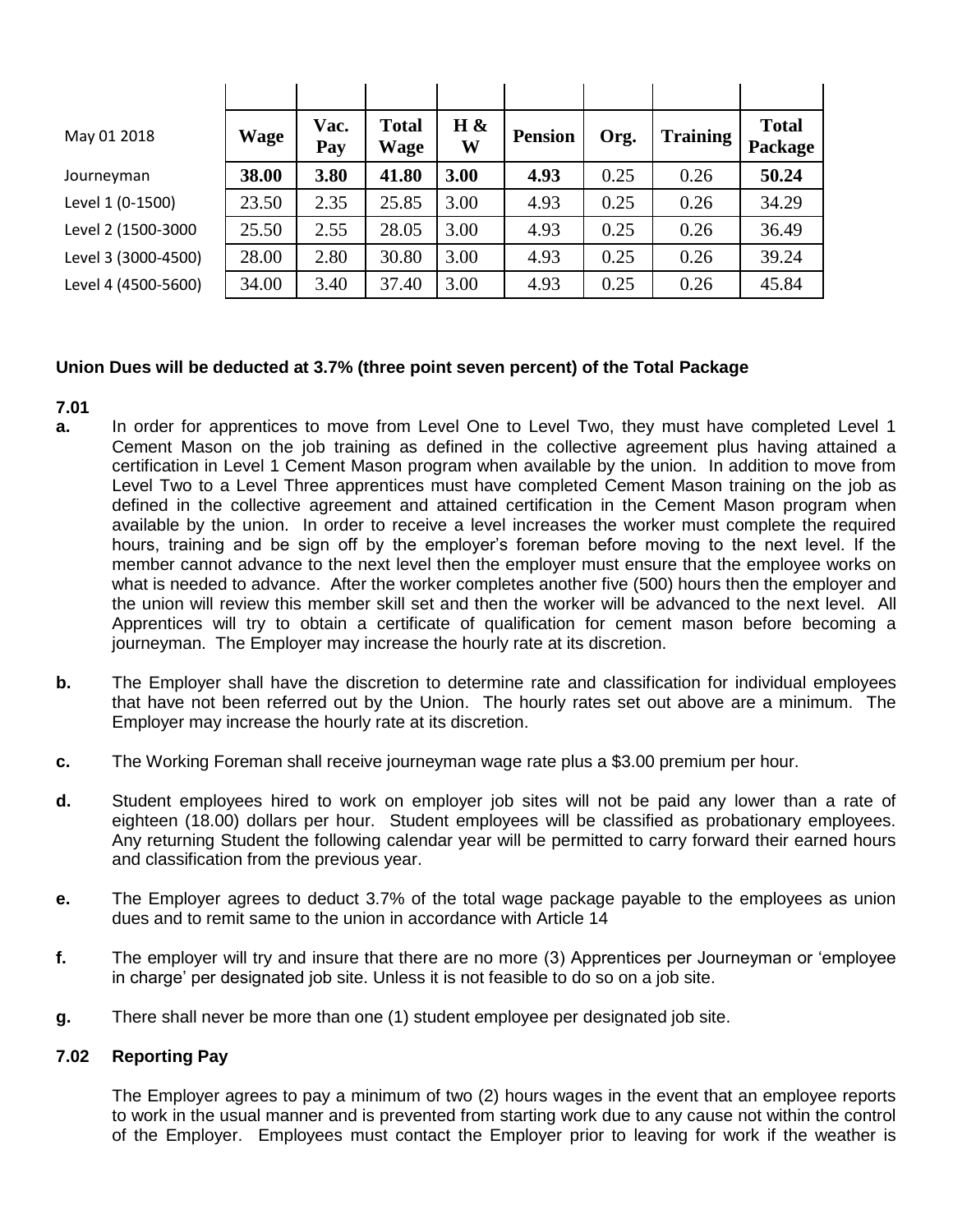| May 01 2018 | **Wage** | **Vac. Pay** | **Total Wage** | **H & W** | **Pension** | **Org.** | **Training** | **Total Package** |
|---|---|---|---|---|---|---|---|---|
| Journeyman | **38.00** | **3.80** | **41.80** | **3.00** | **4.93** | 0.25 | 0.26 | **50.24** |
| Level 1 (0-1500) | 23.50 | 2.35 | 25.85 | 3.00 | 4.93 | 0.25 | 0.26 | 34.29 |
| Level 2 (1500-3000 | 25.50 | 2.55 | 28.05 | 3.00 | 4.93 | 0.25 | 0.26 | 36.49 |
| Level 3 (3000-4500) | 28.00 | 2.80 | 30.80 | 3.00 | 4.93 | 0.25 | 0.26 | 39.24 |
| Level 4 (4500-5600) | 34.00 | 3.40 | 37.40 | 3.00 | 4.93 | 0.25 | 0.26 | 45.84 |

**Union Dues will be deducted at 3.7% (three point seven percent) of the Total Package**

**7.01**

**a.** In order for apprentices to move from Level One to Level Two, they must have completed Level 1 Cement Mason on the job training as defined in the collective agreement plus having attained a certification in Level 1 Cement Mason program when available by the union. In addition to move from Level Two to a Level Three apprentices must have completed Cement Mason training on the job as defined in the collective agreement and attained certification in the Cement Mason program when available by the union. In order to receive a level increases the worker must complete the required hours, training and be sign off by the employer's foreman before moving to the next level. If the member cannot advance to the next level then the employer must ensure that the employee works on what is needed to advance. After the worker completes another five (500) hours then the employer and the union will review this member skill set and then the worker will be advanced to the next level. All Apprentices will try to obtain a certificate of qualification for cement mason before becoming a journeyman. The Employer may increase the hourly rate at its discretion.

**b.** The Employer shall have the discretion to determine rate and classification for individual employees that have not been referred out by the Union. The hourly rates set out above are a minimum. The Employer may increase the hourly rate at its discretion.

**c.** The Working Foreman shall receive journeyman wage rate plus a $3.00 premium per hour.

**d.** Student employees hired to work on employer job sites will not be paid any lower than a rate of eighteen (18.00) dollars per hour. Student employees will be classified as probationary employees. Any returning Student the following calendar year will be permitted to carry forward their earned hours and classification from the previous year.

**e.** The Employer agrees to deduct 3.7% of the total wage package payable to the employees as union dues and to remit same to the union in accordance with Article 14

**f.** The employer will try and insure that there are no more (3) Apprentices per Journeyman or 'employee in charge' per designated job site. Unless it is not feasible to do so on a job site.

**g.** There shall never be more than one (1) student employee per designated job site.

**7.02 Reporting Pay**

The Employer agrees to pay a minimum of two (2) hours wages in the event that an employee reports to work in the usual manner and is prevented from starting work due to any cause not within the control of the Employer. Employees must contact the Employer prior to leaving for work if the weather is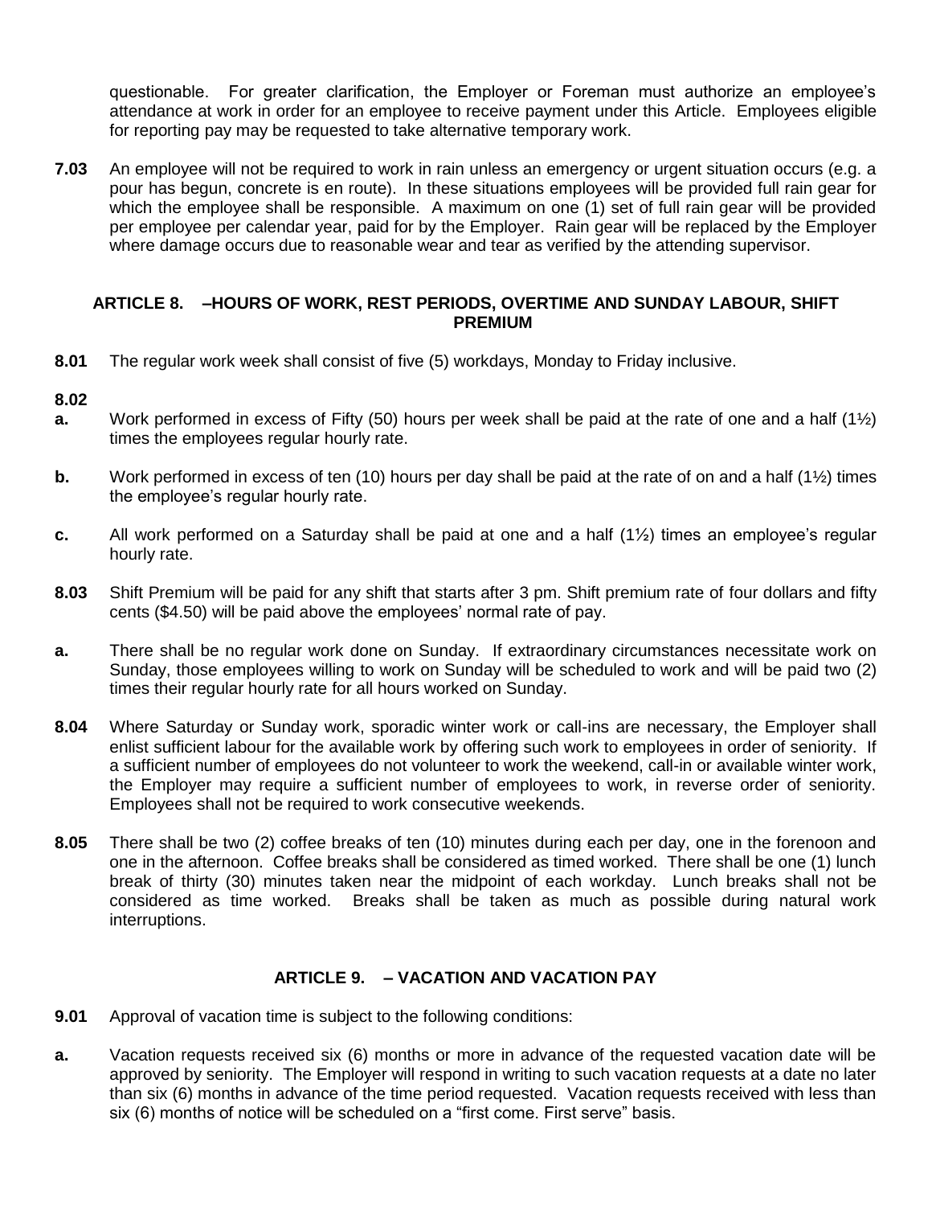questionable. For greater clarification, the Employer or Foreman must authorize an employee's attendance at work in order for an employee to receive payment under this Article. Employees eligible for reporting pay may be requested to take alternative temporary work.

**7.03** An employee will not be required to work in rain unless an emergency or urgent situation occurs (e.g. a pour has begun, concrete is en route). In these situations employees will be provided full rain gear for which the employee shall be responsible. A maximum on one (1) set of full rain gear will be provided per employee per calendar year, paid for by the Employer. Rain gear will be replaced by the Employer where damage occurs due to reasonable wear and tear as verified by the attending supervisor.

## ARTICLE 8. –HOURS OF WORK, REST PERIODS, OVERTIME AND SUNDAY LABOUR, SHIFT PREMIUM

**8.01** The regular work week shall consist of five (5) workdays, Monday to Friday inclusive.

**8.02**

**a.** Work performed in excess of Fifty (50) hours per week shall be paid at the rate of one and a half (1½) times the employees regular hourly rate.

**b.** Work performed in excess of ten (10) hours per day shall be paid at the rate of on and a half (1½) times the employee's regular hourly rate.

**c.** All work performed on a Saturday shall be paid at one and a half (1½) times an employee's regular hourly rate.

**8.03** Shift Premium will be paid for any shift that starts after 3 pm. Shift premium rate of four dollars and fifty cents ($4.50) will be paid above the employees' normal rate of pay.

**a.** There shall be no regular work done on Sunday. If extraordinary circumstances necessitate work on Sunday, those employees willing to work on Sunday will be scheduled to work and will be paid two (2) times their regular hourly rate for all hours worked on Sunday.

**8.04** Where Saturday or Sunday work, sporadic winter work or call-ins are necessary, the Employer shall enlist sufficient labour for the available work by offering such work to employees in order of seniority. If a sufficient number of employees do not volunteer to work the weekend, call-in or available winter work, the Employer may require a sufficient number of employees to work, in reverse order of seniority. Employees shall not be required to work consecutive weekends.

**8.05** There shall be two (2) coffee breaks of ten (10) minutes during each per day, one in the forenoon and one in the afternoon. Coffee breaks shall be considered as timed worked. There shall be one (1) lunch break of thirty (30) minutes taken near the midpoint of each workday. Lunch breaks shall not be considered as time worked. Breaks shall be taken as much as possible during natural work interruptions.

## ARTICLE 9. – VACATION AND VACATION PAY

**9.01** Approval of vacation time is subject to the following conditions:

**a.** Vacation requests received six (6) months or more in advance of the requested vacation date will be approved by seniority. The Employer will respond in writing to such vacation requests at a date no later than six (6) months in advance of the time period requested. Vacation requests received with less than six (6) months of notice will be scheduled on a "first come. First serve" basis.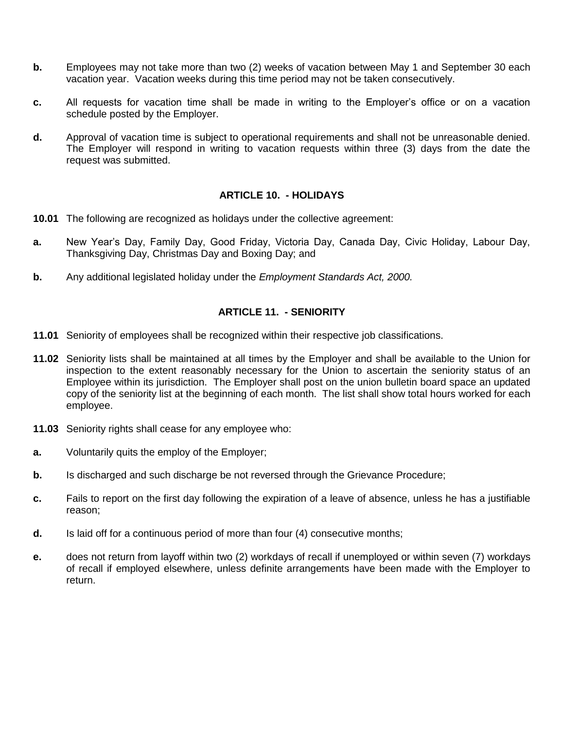**b.** Employees may not take more than two (2) weeks of vacation between May 1 and September 30 each vacation year. Vacation weeks during this time period may not be taken consecutively.

**c.** All requests for vacation time shall be made in writing to the Employer's office or on a vacation schedule posted by the Employer.

**d.** Approval of vacation time is subject to operational requirements and shall not be unreasonable denied. The Employer will respond in writing to vacation requests within three (3) days from the date the request was submitted.

## ARTICLE 10. - HOLIDAYS

**10.01** The following are recognized as holidays under the collective agreement:

**a.** New Year's Day, Family Day, Good Friday, Victoria Day, Canada Day, Civic Holiday, Labour Day, Thanksgiving Day, Christmas Day and Boxing Day; and

**b.** Any additional legislated holiday under the *Employment Standards Act, 2000.*

## ARTICLE 11. - SENIORITY

**11.01** Seniority of employees shall be recognized within their respective job classifications.

**11.02** Seniority lists shall be maintained at all times by the Employer and shall be available to the Union for inspection to the extent reasonably necessary for the Union to ascertain the seniority status of an Employee within its jurisdiction. The Employer shall post on the union bulletin board space an updated copy of the seniority list at the beginning of each month. The list shall show total hours worked for each employee.

**11.03** Seniority rights shall cease for any employee who:

**a.** Voluntarily quits the employ of the Employer;

**b.** Is discharged and such discharge be not reversed through the Grievance Procedure;

**c.** Fails to report on the first day following the expiration of a leave of absence, unless he has a justifiable reason;

**d.** Is laid off for a continuous period of more than four (4) consecutive months;

**e.** does not return from layoff within two (2) workdays of recall if unemployed or within seven (7) workdays of recall if employed elsewhere, unless definite arrangements have been made with the Employer to return.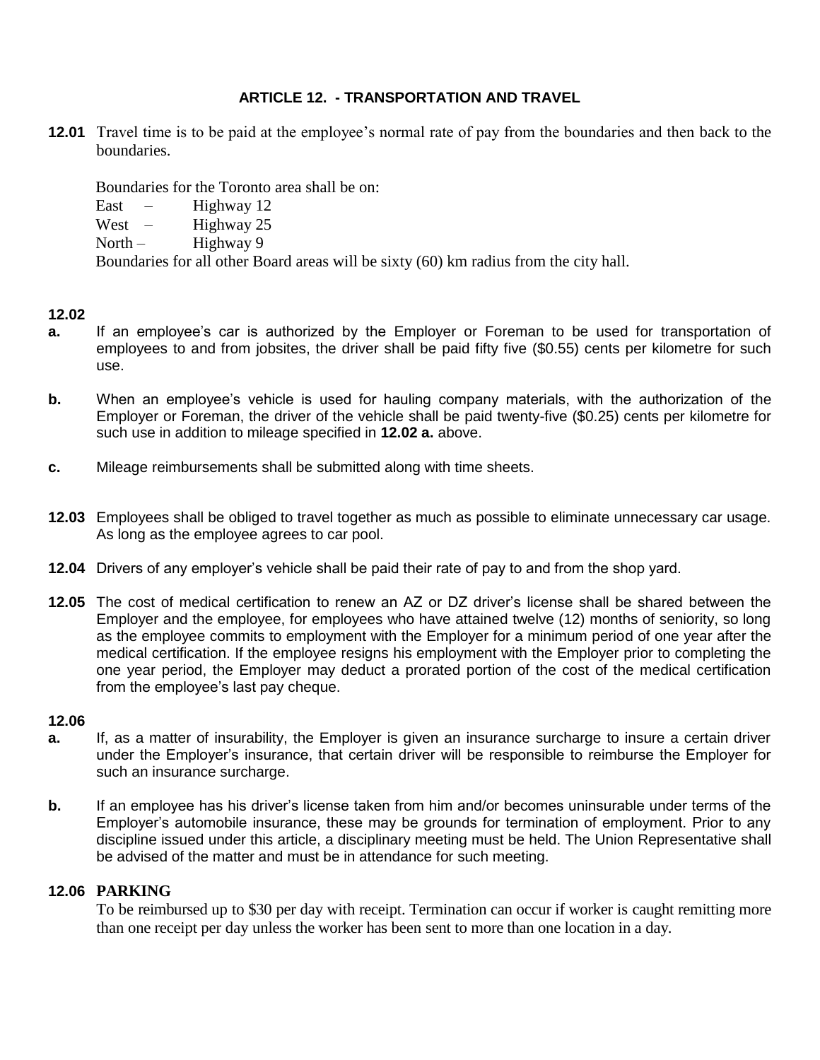## ARTICLE 12. - TRANSPORTATION AND TRAVEL

**12.01** Travel time is to be paid at the employee's normal rate of pay from the boundaries and then back to the boundaries.

Boundaries for the Toronto area shall be on:

East – Highway 12
West – Highway 25
North – Highway 9

Boundaries for all other Board areas will be sixty (60) km radius from the city hall.

**12.02**

**a.** If an employee's car is authorized by the Employer or Foreman to be used for transportation of employees to and from jobsites, the driver shall be paid fifty five ($0.55) cents per kilometre for such use.

**b.** When an employee's vehicle is used for hauling company materials, with the authorization of the Employer or Foreman, the driver of the vehicle shall be paid twenty-five ($0.25) cents per kilometre for such use in addition to mileage specified in **12.02 a.** above.

**c.** Mileage reimbursements shall be submitted along with time sheets.

**12.03** Employees shall be obliged to travel together as much as possible to eliminate unnecessary car usage. As long as the employee agrees to car pool.

**12.04** Drivers of any employer's vehicle shall be paid their rate of pay to and from the shop yard.

**12.05** The cost of medical certification to renew an AZ or DZ driver's license shall be shared between the Employer and the employee, for employees who have attained twelve (12) months of seniority, so long as the employee commits to employment with the Employer for a minimum period of one year after the medical certification. If the employee resigns his employment with the Employer prior to completing the one year period, the Employer may deduct a prorated portion of the cost of the medical certification from the employee's last pay cheque.

**12.06**

**a.** If, as a matter of insurability, the Employer is given an insurance surcharge to insure a certain driver under the Employer's insurance, that certain driver will be responsible to reimburse the Employer for such an insurance surcharge.

**b.** If an employee has his driver's license taken from him and/or becomes uninsurable under terms of the Employer's automobile insurance, these may be grounds for termination of employment. Prior to any discipline issued under this article, a disciplinary meeting must be held. The Union Representative shall be advised of the matter and must be in attendance for such meeting.

**12.06 PARKING**

To be reimbursed up to $30 per day with receipt. Termination can occur if worker is caught remitting more than one receipt per day unless the worker has been sent to more than one location in a day.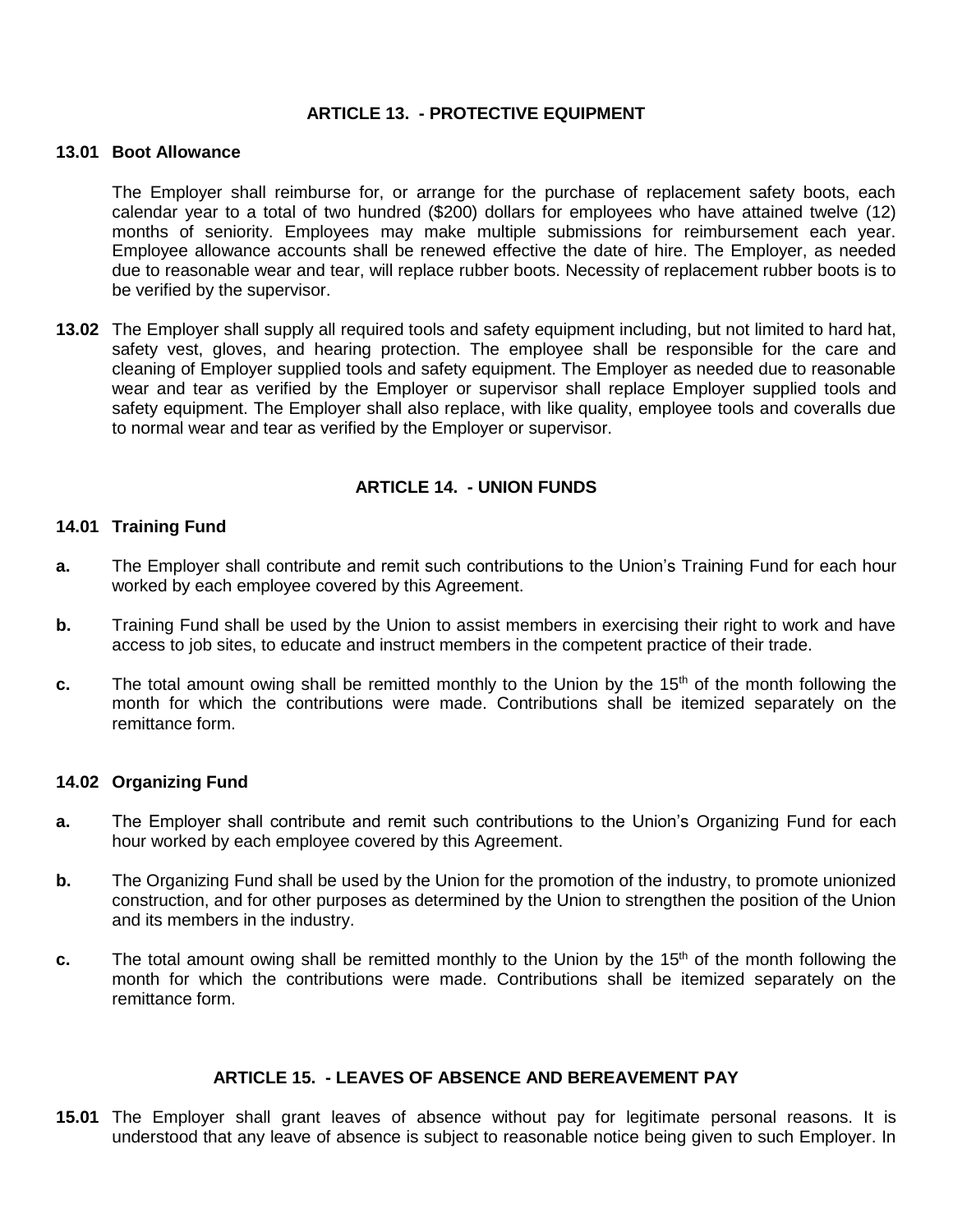## ARTICLE 13. - PROTECTIVE EQUIPMENT

**13.01 Boot Allowance**

The Employer shall reimburse for, or arrange for the purchase of replacement safety boots, each calendar year to a total of two hundred ($200) dollars for employees who have attained twelve (12) months of seniority. Employees may make multiple submissions for reimbursement each year. Employee allowance accounts shall be renewed effective the date of hire. The Employer, as needed due to reasonable wear and tear, will replace rubber boots. Necessity of replacement rubber boots is to be verified by the supervisor.

**13.02** The Employer shall supply all required tools and safety equipment including, but not limited to hard hat, safety vest, gloves, and hearing protection. The employee shall be responsible for the care and cleaning of Employer supplied tools and safety equipment. The Employer as needed due to reasonable wear and tear as verified by the Employer or supervisor shall replace Employer supplied tools and safety equipment. The Employer shall also replace, with like quality, employee tools and coveralls due to normal wear and tear as verified by the Employer or supervisor.

## ARTICLE 14. - UNION FUNDS

**14.01 Training Fund**

**a.** The Employer shall contribute and remit such contributions to the Union's Training Fund for each hour worked by each employee covered by this Agreement.

**b.** Training Fund shall be used by the Union to assist members in exercising their right to work and have access to job sites, to educate and instruct members in the competent practice of their trade.

**c.** The total amount owing shall be remitted monthly to the Union by the 15th of the month following the month for which the contributions were made. Contributions shall be itemized separately on the remittance form.

**14.02 Organizing Fund**

**a.** The Employer shall contribute and remit such contributions to the Union's Organizing Fund for each hour worked by each employee covered by this Agreement.

**b.** The Organizing Fund shall be used by the Union for the promotion of the industry, to promote unionized construction, and for other purposes as determined by the Union to strengthen the position of the Union and its members in the industry.

**c.** The total amount owing shall be remitted monthly to the Union by the 15th of the month following the month for which the contributions were made. Contributions shall be itemized separately on the remittance form.

## ARTICLE 15. - LEAVES OF ABSENCE AND BEREAVEMENT PAY

**15.01** The Employer shall grant leaves of absence without pay for legitimate personal reasons. It is understood that any leave of absence is subject to reasonable notice being given to such Employer. In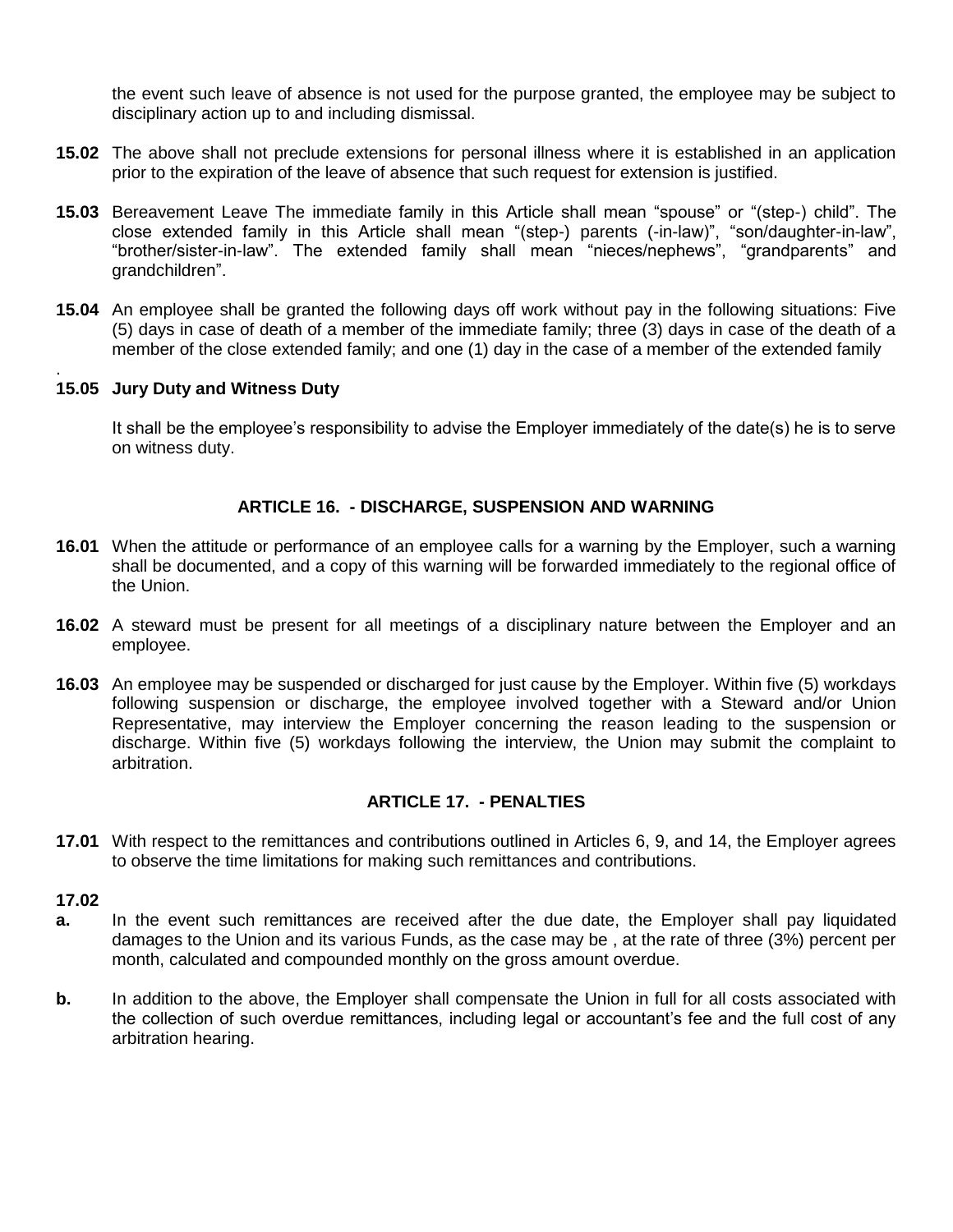the event such leave of absence is not used for the purpose granted, the employee may be subject to disciplinary action up to and including dismissal.

**15.02** The above shall not preclude extensions for personal illness where it is established in an application prior to the expiration of the leave of absence that such request for extension is justified.

**15.03** Bereavement Leave The immediate family in this Article shall mean "spouse" or "(step-) child". The close extended family in this Article shall mean "(step-) parents (-in-law)", "son/daughter-in-law", "brother/sister-in-law". The extended family shall mean "nieces/nephews", "grandparents" and grandchildren".

**15.04** An employee shall be granted the following days off work without pay in the following situations: Five (5) days in case of death of a member of the immediate family; three (3) days in case of the death of a member of the close extended family; and one (1) day in the case of a member of the extended family

.

**15.05 Jury Duty and Witness Duty**

It shall be the employee's responsibility to advise the Employer immediately of the date(s) he is to serve on witness duty.

## ARTICLE 16. - DISCHARGE, SUSPENSION AND WARNING

**16.01** When the attitude or performance of an employee calls for a warning by the Employer, such a warning shall be documented, and a copy of this warning will be forwarded immediately to the regional office of the Union.

**16.02** A steward must be present for all meetings of a disciplinary nature between the Employer and an employee.

**16.03** An employee may be suspended or discharged for just cause by the Employer. Within five (5) workdays following suspension or discharge, the employee involved together with a Steward and/or Union Representative, may interview the Employer concerning the reason leading to the suspension or discharge. Within five (5) workdays following the interview, the Union may submit the complaint to arbitration.

## ARTICLE 17. - PENALTIES

**17.01** With respect to the remittances and contributions outlined in Articles 6, 9, and 14, the Employer agrees to observe the time limitations for making such remittances and contributions.

**17.02**

**a.** In the event such remittances are received after the due date, the Employer shall pay liquidated damages to the Union and its various Funds, as the case may be , at the rate of three (3%) percent per month, calculated and compounded monthly on the gross amount overdue.

**b.** In addition to the above, the Employer shall compensate the Union in full for all costs associated with the collection of such overdue remittances, including legal or accountant's fee and the full cost of any arbitration hearing.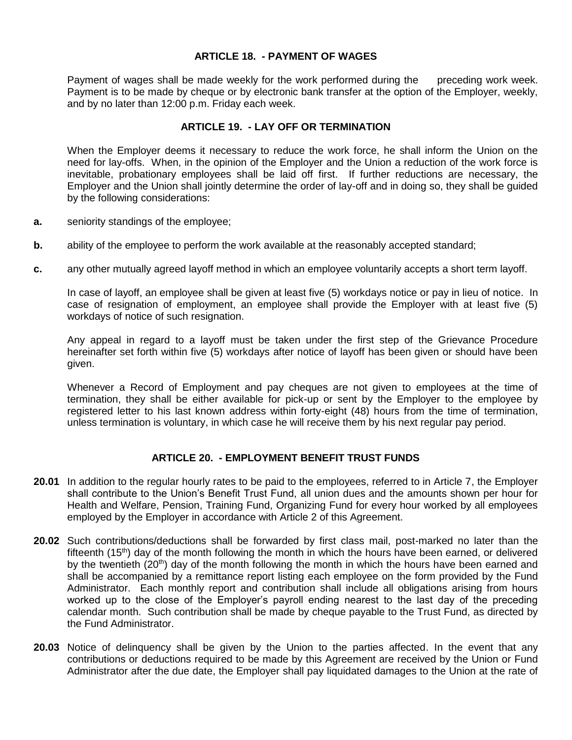## ARTICLE 18. - PAYMENT OF WAGES

Payment of wages shall be made weekly for the work performed during the preceding work week. Payment is to be made by cheque or by electronic bank transfer at the option of the Employer, weekly, and by no later than 12:00 p.m. Friday each week.

## ARTICLE 19. - LAY OFF OR TERMINATION

When the Employer deems it necessary to reduce the work force, he shall inform the Union on the need for lay-offs. When, in the opinion of the Employer and the Union a reduction of the work force is inevitable, probationary employees shall be laid off first. If further reductions are necessary, the Employer and the Union shall jointly determine the order of lay-off and in doing so, they shall be guided by the following considerations:

**a.** seniority standings of the employee;

**b.** ability of the employee to perform the work available at the reasonably accepted standard;

**c.** any other mutually agreed layoff method in which an employee voluntarily accepts a short term layoff.

In case of layoff, an employee shall be given at least five (5) workdays notice or pay in lieu of notice. In case of resignation of employment, an employee shall provide the Employer with at least five (5) workdays of notice of such resignation.

Any appeal in regard to a layoff must be taken under the first step of the Grievance Procedure hereinafter set forth within five (5) workdays after notice of layoff has been given or should have been given.

Whenever a Record of Employment and pay cheques are not given to employees at the time of termination, they shall be either available for pick-up or sent by the Employer to the employee by registered letter to his last known address within forty-eight (48) hours from the time of termination, unless termination is voluntary, in which case he will receive them by his next regular pay period.

## ARTICLE 20. - EMPLOYMENT BENEFIT TRUST FUNDS

**20.01** In addition to the regular hourly rates to be paid to the employees, referred to in Article 7, the Employer shall contribute to the Union's Benefit Trust Fund, all union dues and the amounts shown per hour for Health and Welfare, Pension, Training Fund, Organizing Fund for every hour worked by all employees employed by the Employer in accordance with Article 2 of this Agreement.

**20.02** Such contributions/deductions shall be forwarded by first class mail, post-marked no later than the fifteenth (15th) day of the month following the month in which the hours have been earned, or delivered by the twentieth (20th) day of the month following the month in which the hours have been earned and shall be accompanied by a remittance report listing each employee on the form provided by the Fund Administrator. Each monthly report and contribution shall include all obligations arising from hours worked up to the close of the Employer's payroll ending nearest to the last day of the preceding calendar month. Such contribution shall be made by cheque payable to the Trust Fund, as directed by the Fund Administrator.

**20.03** Notice of delinquency shall be given by the Union to the parties affected. In the event that any contributions or deductions required to be made by this Agreement are received by the Union or Fund Administrator after the due date, the Employer shall pay liquidated damages to the Union at the rate of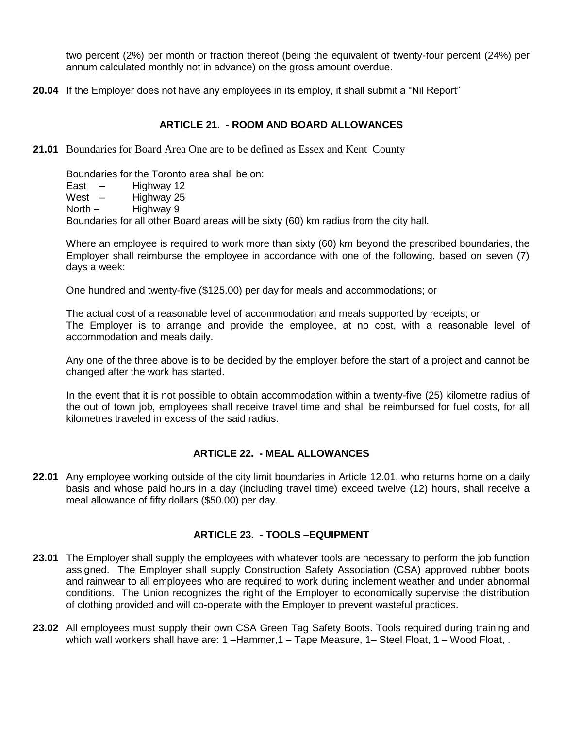two percent (2%) per month or fraction thereof (being the equivalent of twenty-four percent (24%) per annum calculated monthly not in advance) on the gross amount overdue.

**20.04** If the Employer does not have any employees in its employ, it shall submit a "Nil Report"

## ARTICLE 21. - ROOM AND BOARD ALLOWANCES

**21.01** Boundaries for Board Area One are to be defined as Essex and Kent County

Boundaries for the Toronto area shall be on:
East – Highway 12
West – Highway 25
North – Highway 9
Boundaries for all other Board areas will be sixty (60) km radius from the city hall.

Where an employee is required to work more than sixty (60) km beyond the prescribed boundaries, the Employer shall reimburse the employee in accordance with one of the following, based on seven (7) days a week:

One hundred and twenty-five ($125.00) per day for meals and accommodations; or

The actual cost of a reasonable level of accommodation and meals supported by receipts; or
The Employer is to arrange and provide the employee, at no cost, with a reasonable level of accommodation and meals daily.

Any one of the three above is to be decided by the employer before the start of a project and cannot be changed after the work has started.

In the event that it is not possible to obtain accommodation within a twenty-five (25) kilometre radius of the out of town job, employees shall receive travel time and shall be reimbursed for fuel costs, for all kilometres traveled in excess of the said radius.

## ARTICLE 22. - MEAL ALLOWANCES

**22.01** Any employee working outside of the city limit boundaries in Article 12.01, who returns home on a daily basis and whose paid hours in a day (including travel time) exceed twelve (12) hours, shall receive a meal allowance of fifty dollars ($50.00) per day.

## ARTICLE 23. - TOOLS –EQUIPMENT

**23.01** The Employer shall supply the employees with whatever tools are necessary to perform the job function assigned. The Employer shall supply Construction Safety Association (CSA) approved rubber boots and rainwear to all employees who are required to work during inclement weather and under abnormal conditions. The Union recognizes the right of the Employer to economically supervise the distribution of clothing provided and will co-operate with the Employer to prevent wasteful practices.

**23.02** All employees must supply their own CSA Green Tag Safety Boots. Tools required during training and which wall workers shall have are: 1 –Hammer,1 – Tape Measure, 1– Steel Float, 1 – Wood Float, .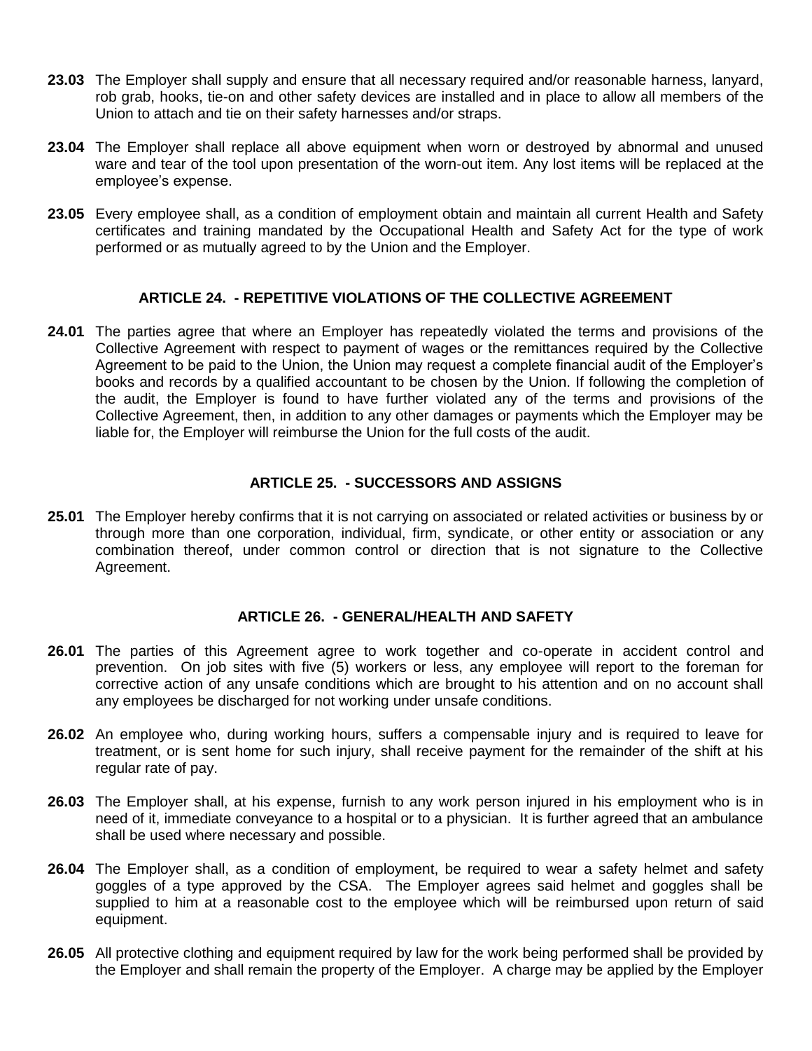**23.03** The Employer shall supply and ensure that all necessary required and/or reasonable harness, lanyard, rob grab, hooks, tie-on and other safety devices are installed and in place to allow all members of the Union to attach and tie on their safety harnesses and/or straps.

**23.04** The Employer shall replace all above equipment when worn or destroyed by abnormal and unused ware and tear of the tool upon presentation of the worn-out item. Any lost items will be replaced at the employee's expense.

**23.05** Every employee shall, as a condition of employment obtain and maintain all current Health and Safety certificates and training mandated by the Occupational Health and Safety Act for the type of work performed or as mutually agreed to by the Union and the Employer.

## ARTICLE 24. - REPETITIVE VIOLATIONS OF THE COLLECTIVE AGREEMENT

**24.01** The parties agree that where an Employer has repeatedly violated the terms and provisions of the Collective Agreement with respect to payment of wages or the remittances required by the Collective Agreement to be paid to the Union, the Union may request a complete financial audit of the Employer's books and records by a qualified accountant to be chosen by the Union. If following the completion of the audit, the Employer is found to have further violated any of the terms and provisions of the Collective Agreement, then, in addition to any other damages or payments which the Employer may be liable for, the Employer will reimburse the Union for the full costs of the audit.

## ARTICLE 25. - SUCCESSORS AND ASSIGNS

**25.01** The Employer hereby confirms that it is not carrying on associated or related activities or business by or through more than one corporation, individual, firm, syndicate, or other entity or association or any combination thereof, under common control or direction that is not signature to the Collective Agreement.

## ARTICLE 26. - GENERAL/HEALTH AND SAFETY

**26.01** The parties of this Agreement agree to work together and co-operate in accident control and prevention. On job sites with five (5) workers or less, any employee will report to the foreman for corrective action of any unsafe conditions which are brought to his attention and on no account shall any employees be discharged for not working under unsafe conditions.

**26.02** An employee who, during working hours, suffers a compensable injury and is required to leave for treatment, or is sent home for such injury, shall receive payment for the remainder of the shift at his regular rate of pay.

**26.03** The Employer shall, at his expense, furnish to any work person injured in his employment who is in need of it, immediate conveyance to a hospital or to a physician. It is further agreed that an ambulance shall be used where necessary and possible.

**26.04** The Employer shall, as a condition of employment, be required to wear a safety helmet and safety goggles of a type approved by the CSA. The Employer agrees said helmet and goggles shall be supplied to him at a reasonable cost to the employee which will be reimbursed upon return of said equipment.

**26.05** All protective clothing and equipment required by law for the work being performed shall be provided by the Employer and shall remain the property of the Employer. A charge may be applied by the Employer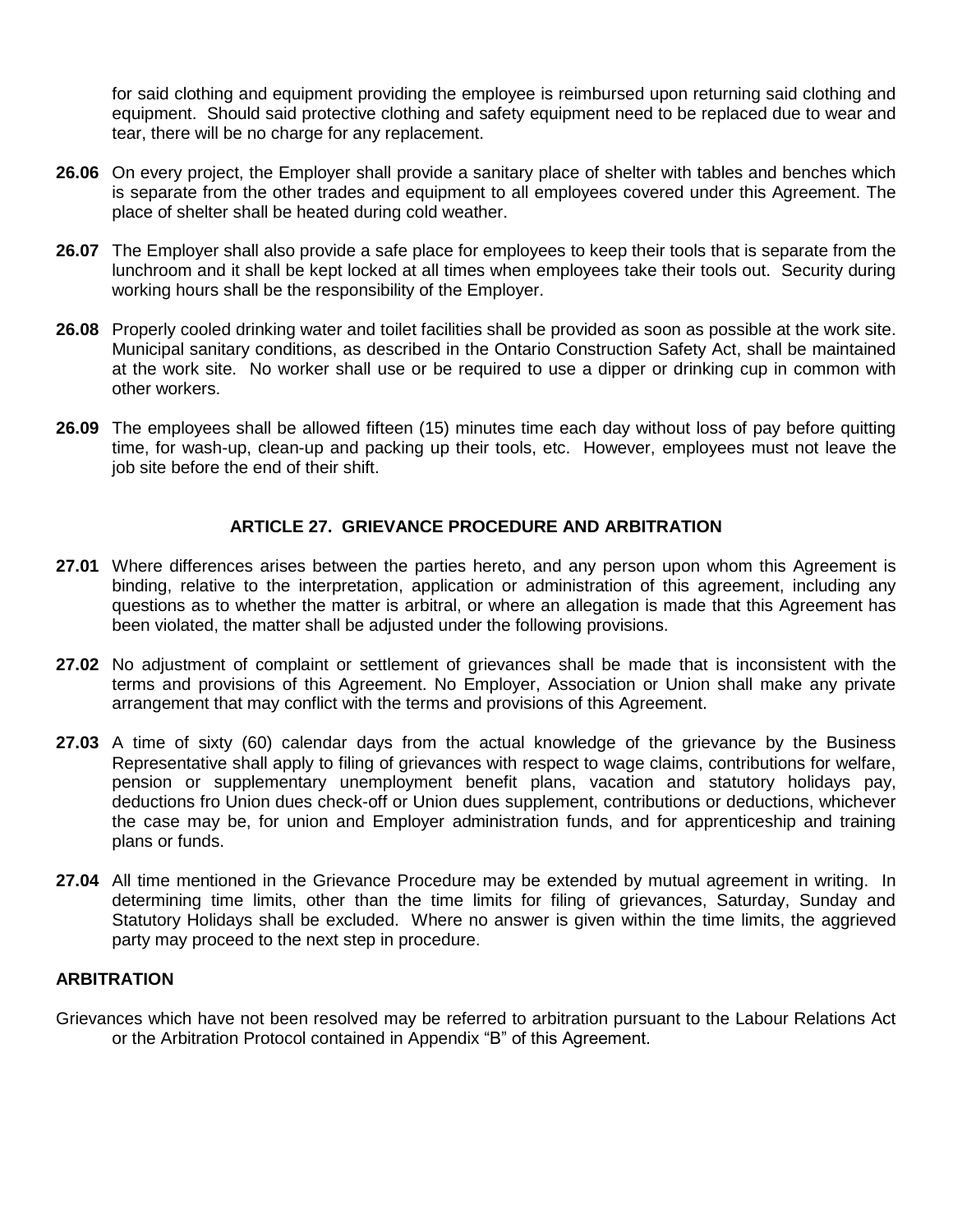for said clothing and equipment providing the employee is reimbursed upon returning said clothing and equipment. Should said protective clothing and safety equipment need to be replaced due to wear and tear, there will be no charge for any replacement.

**26.06** On every project, the Employer shall provide a sanitary place of shelter with tables and benches which is separate from the other trades and equipment to all employees covered under this Agreement. The place of shelter shall be heated during cold weather.

**26.07** The Employer shall also provide a safe place for employees to keep their tools that is separate from the lunchroom and it shall be kept locked at all times when employees take their tools out. Security during working hours shall be the responsibility of the Employer.

**26.08** Properly cooled drinking water and toilet facilities shall be provided as soon as possible at the work site. Municipal sanitary conditions, as described in the Ontario Construction Safety Act, shall be maintained at the work site. No worker shall use or be required to use a dipper or drinking cup in common with other workers.

**26.09** The employees shall be allowed fifteen (15) minutes time each day without loss of pay before quitting time, for wash-up, clean-up and packing up their tools, etc. However, employees must not leave the job site before the end of their shift.

## ARTICLE 27. GRIEVANCE PROCEDURE AND ARBITRATION

**27.01** Where differences arises between the parties hereto, and any person upon whom this Agreement is binding, relative to the interpretation, application or administration of this agreement, including any questions as to whether the matter is arbitral, or where an allegation is made that this Agreement has been violated, the matter shall be adjusted under the following provisions.

**27.02** No adjustment of complaint or settlement of grievances shall be made that is inconsistent with the terms and provisions of this Agreement. No Employer, Association or Union shall make any private arrangement that may conflict with the terms and provisions of this Agreement.

**27.03** A time of sixty (60) calendar days from the actual knowledge of the grievance by the Business Representative shall apply to filing of grievances with respect to wage claims, contributions for welfare, pension or supplementary unemployment benefit plans, vacation and statutory holidays pay, deductions fro Union dues check-off or Union dues supplement, contributions or deductions, whichever the case may be, for union and Employer administration funds, and for apprenticeship and training plans or funds.

**27.04** All time mentioned in the Grievance Procedure may be extended by mutual agreement in writing. In determining time limits, other than the time limits for filing of grievances, Saturday, Sunday and Statutory Holidays shall be excluded. Where no answer is given within the time limits, the aggrieved party may proceed to the next step in procedure.

### ARBITRATION

Grievances which have not been resolved may be referred to arbitration pursuant to the Labour Relations Act or the Arbitration Protocol contained in Appendix "B" of this Agreement.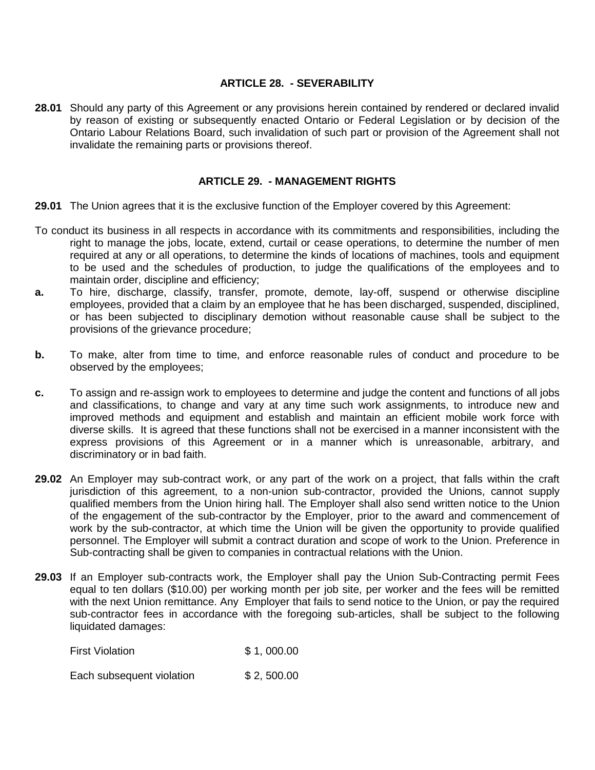## ARTICLE 28. - SEVERABILITY

**28.01** Should any party of this Agreement or any provisions herein contained by rendered or declared invalid by reason of existing or subsequently enacted Ontario or Federal Legislation or by decision of the Ontario Labour Relations Board, such invalidation of such part or provision of the Agreement shall not invalidate the remaining parts or provisions thereof.

## ARTICLE 29. - MANAGEMENT RIGHTS

**29.01** The Union agrees that it is the exclusive function of the Employer covered by this Agreement:

To conduct its business in all respects in accordance with its commitments and responsibilities, including the right to manage the jobs, locate, extend, curtail or cease operations, to determine the number of men required at any or all operations, to determine the kinds of locations of machines, tools and equipment to be used and the schedules of production, to judge the qualifications of the employees and to maintain order, discipline and efficiency;

**a.** To hire, discharge, classify, transfer, promote, demote, lay-off, suspend or otherwise discipline employees, provided that a claim by an employee that he has been discharged, suspended, disciplined, or has been subjected to disciplinary demotion without reasonable cause shall be subject to the provisions of the grievance procedure;

**b.** To make, alter from time to time, and enforce reasonable rules of conduct and procedure to be observed by the employees;

**c.** To assign and re-assign work to employees to determine and judge the content and functions of all jobs and classifications, to change and vary at any time such work assignments, to introduce new and improved methods and equipment and establish and maintain an efficient mobile work force with diverse skills. It is agreed that these functions shall not be exercised in a manner inconsistent with the express provisions of this Agreement or in a manner which is unreasonable, arbitrary, and discriminatory or in bad faith.

**29.02** An Employer may sub-contract work, or any part of the work on a project, that falls within the craft jurisdiction of this agreement, to a non-union sub-contractor, provided the Unions, cannot supply qualified members from the Union hiring hall. The Employer shall also send written notice to the Union of the engagement of the sub-contractor by the Employer, prior to the award and commencement of work by the sub-contractor, at which time the Union will be given the opportunity to provide qualified personnel. The Employer will submit a contract duration and scope of work to the Union. Preference in Sub-contracting shall be given to companies in contractual relations with the Union.

**29.03** If an Employer sub-contracts work, the Employer shall pay the Union Sub-Contracting permit Fees equal to ten dollars ($10.00) per working month per job site, per worker and the fees will be remitted with the next Union remittance. Any Employer that fails to send notice to the Union, or pay the required sub-contractor fees in accordance with the foregoing sub-articles, shall be subject to the following liquidated damages:

| | |
|---|---|
| First Violation | $ 1, 000.00 |
| Each subsequent violation | $ 2, 500.00 |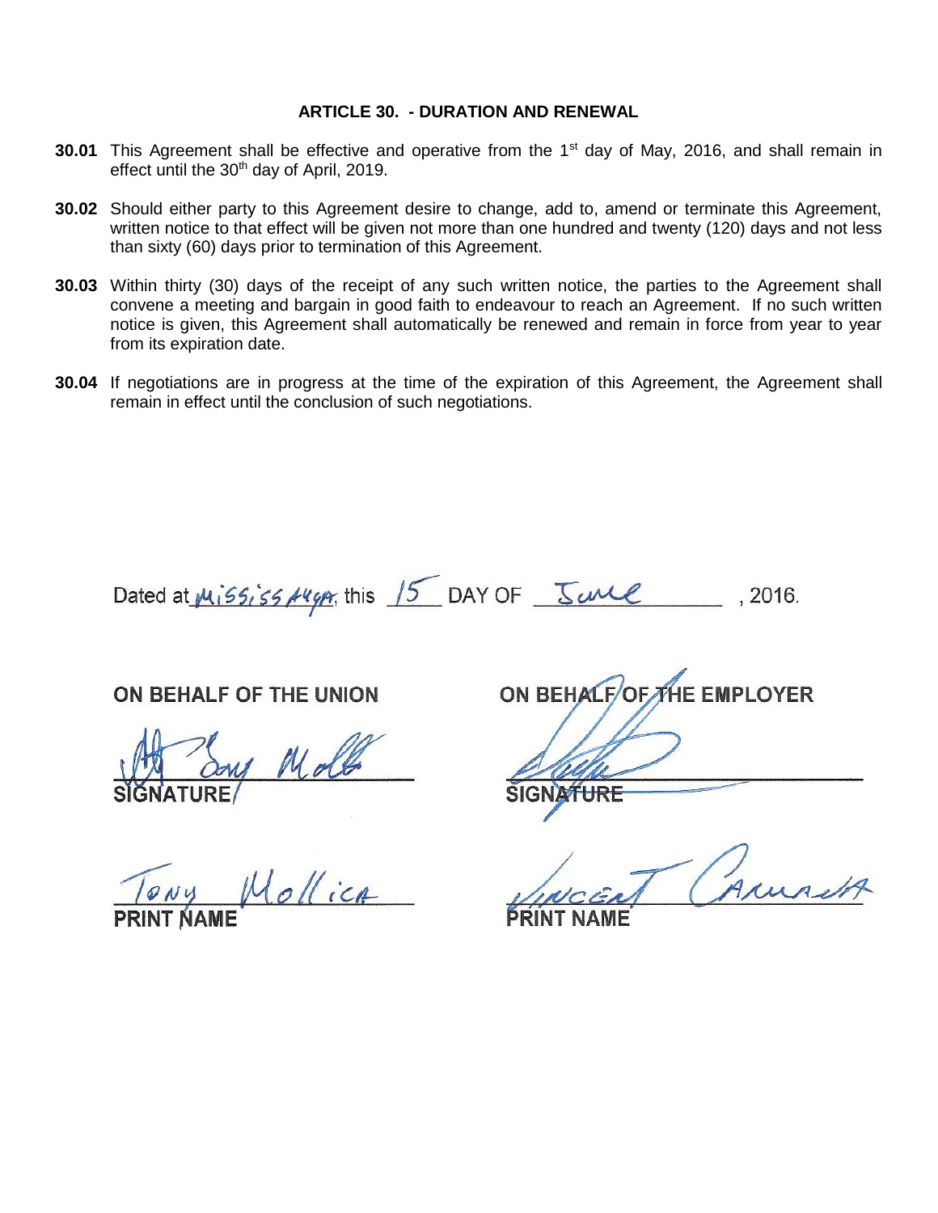## ARTICLE 30. - DURATION AND RENEWAL

**30.01** This Agreement shall be effective and operative from the 1st day of May, 2016, and shall remain in effect until the 30th day of April, 2019.

**30.02** Should either party to this Agreement desire to change, add to, amend or terminate this Agreement, written notice to that effect will be given not more than one hundred and twenty (120) days and not less than sixty (60) days prior to termination of this Agreement.

**30.03** Within thirty (30) days of the receipt of any such written notice, the parties to the Agreement shall convene a meeting and bargain in good faith to endeavour to reach an Agreement. If no such written notice is given, this Agreement shall automatically be renewed and remain in force from year to year from its expiration date.

**30.04** If negotiations are in progress at the time of the expiration of this Agreement, the Agreement shall remain in effect until the conclusion of such negotiations.

Dated at Mississauga, this 15 DAY OF June, 2016.

| ON BEHALF OF THE UNION | ON BEHALF OF THE EMPLOYER |
|---|---|
| SIGNATURE | SIGNATURE |
| Tony Mollica | Vincent Caruana |
| PRINT NAME | PRINT NAME |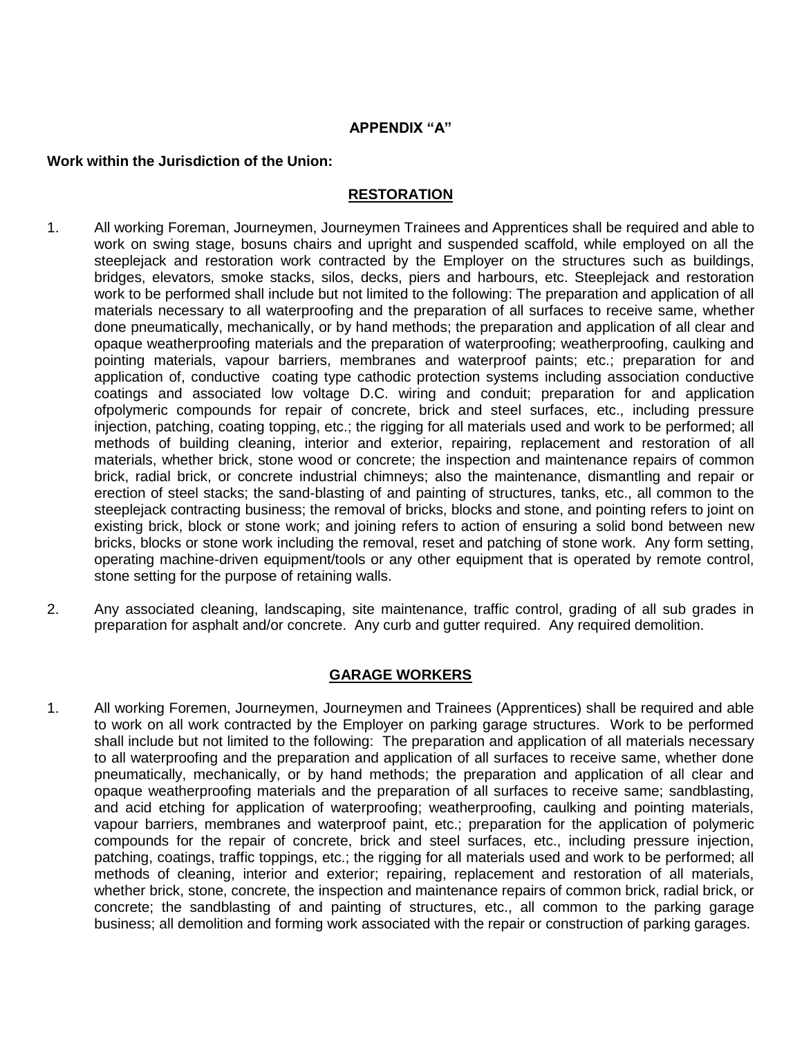# APPENDIX "A"

**Work within the Jurisdiction of the Union:**

## RESTORATION

1. All working Foreman, Journeymen, Journeymen Trainees and Apprentices shall be required and able to work on swing stage, bosuns chairs and upright and suspended scaffold, while employed on all the steeplejack and restoration work contracted by the Employer on the structures such as buildings, bridges, elevators, smoke stacks, silos, decks, piers and harbours, etc. Steeplejack and restoration work to be performed shall include but not limited to the following: The preparation and application of all materials necessary to all waterproofing and the preparation of all surfaces to receive same, whether done pneumatically, mechanically, or by hand methods; the preparation and application of all clear and opaque weatherproofing materials and the preparation of waterproofing; weatherproofing, caulking and pointing materials, vapour barriers, membranes and waterproof paints; etc.; preparation for and application of, conductive coating type cathodic protection systems including association conductive coatings and associated low voltage D.C. wiring and conduit; preparation for and application ofpolymeric compounds for repair of concrete, brick and steel surfaces, etc., including pressure injection, patching, coating topping, etc.; the rigging for all materials used and work to be performed; all methods of building cleaning, interior and exterior, repairing, replacement and restoration of all materials, whether brick, stone wood or concrete; the inspection and maintenance repairs of common brick, radial brick, or concrete industrial chimneys; also the maintenance, dismantling and repair or erection of steel stacks; the sand-blasting of and painting of structures, tanks, etc., all common to the steeplejack contracting business; the removal of bricks, blocks and stone, and pointing refers to joint on existing brick, block or stone work; and joining refers to action of ensuring a solid bond between new bricks, blocks or stone work including the removal, reset and patching of stone work. Any form setting, operating machine-driven equipment/tools or any other equipment that is operated by remote control, stone setting for the purpose of retaining walls.

2. Any associated cleaning, landscaping, site maintenance, traffic control, grading of all sub grades in preparation for asphalt and/or concrete. Any curb and gutter required. Any required demolition.

## GARAGE WORKERS

1. All working Foremen, Journeymen, Journeymen and Trainees (Apprentices) shall be required and able to work on all work contracted by the Employer on parking garage structures. Work to be performed shall include but not limited to the following: The preparation and application of all materials necessary to all waterproofing and the preparation and application of all surfaces to receive same, whether done pneumatically, mechanically, or by hand methods; the preparation and application of all clear and opaque weatherproofing materials and the preparation of all surfaces to receive same; sandblasting, and acid etching for application of waterproofing; weatherproofing, caulking and pointing materials, vapour barriers, membranes and waterproof paint, etc.; preparation for the application of polymeric compounds for the repair of concrete, brick and steel surfaces, etc., including pressure injection, patching, coatings, traffic toppings, etc.; the rigging for all materials used and work to be performed; all methods of cleaning, interior and exterior; repairing, replacement and restoration of all materials, whether brick, stone, concrete, the inspection and maintenance repairs of common brick, radial brick, or concrete; the sandblasting of and painting of structures, etc., all common to the parking garage business; all demolition and forming work associated with the repair or construction of parking garages.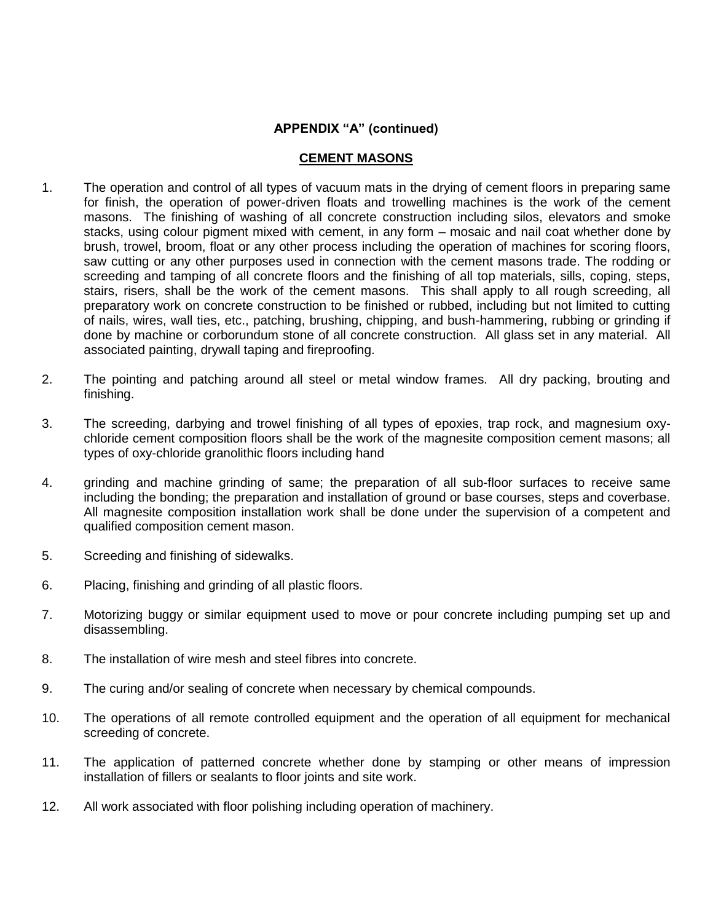**APPENDIX "A" (continued)**

**CEMENT MASONS**

1. The operation and control of all types of vacuum mats in the drying of cement floors in preparing same for finish, the operation of power-driven floats and trowelling machines is the work of the cement masons. The finishing of washing of all concrete construction including silos, elevators and smoke stacks, using colour pigment mixed with cement, in any form – mosaic and nail coat whether done by brush, trowel, broom, float or any other process including the operation of machines for scoring floors, saw cutting or any other purposes used in connection with the cement masons trade. The rodding or screeding and tamping of all concrete floors and the finishing of all top materials, sills, coping, steps, stairs, risers, shall be the work of the cement masons. This shall apply to all rough screeding, all preparatory work on concrete construction to be finished or rubbed, including but not limited to cutting of nails, wires, wall ties, etc., patching, brushing, chipping, and bush-hammering, rubbing or grinding if done by machine or corborundum stone of all concrete construction. All glass set in any material. All associated painting, drywall taping and fireproofing.

2. The pointing and patching around all steel or metal window frames. All dry packing, brouting and finishing.

3. The screeding, darbying and trowel finishing of all types of epoxies, trap rock, and magnesium oxy-chloride cement composition floors shall be the work of the magnesite composition cement masons; all types of oxy-chloride granolithic floors including hand

4. grinding and machine grinding of same; the preparation of all sub-floor surfaces to receive same including the bonding; the preparation and installation of ground or base courses, steps and coverbase. All magnesite composition installation work shall be done under the supervision of a competent and qualified composition cement mason.

5. Screeding and finishing of sidewalks.

6. Placing, finishing and grinding of all plastic floors.

7. Motorizing buggy or similar equipment used to move or pour concrete including pumping set up and disassembling.

8. The installation of wire mesh and steel fibres into concrete.

9. The curing and/or sealing of concrete when necessary by chemical compounds.

10. The operations of all remote controlled equipment and the operation of all equipment for mechanical screeding of concrete.

11. The application of patterned concrete whether done by stamping or other means of impression installation of fillers or sealants to floor joints and site work.

12. All work associated with floor polishing including operation of machinery.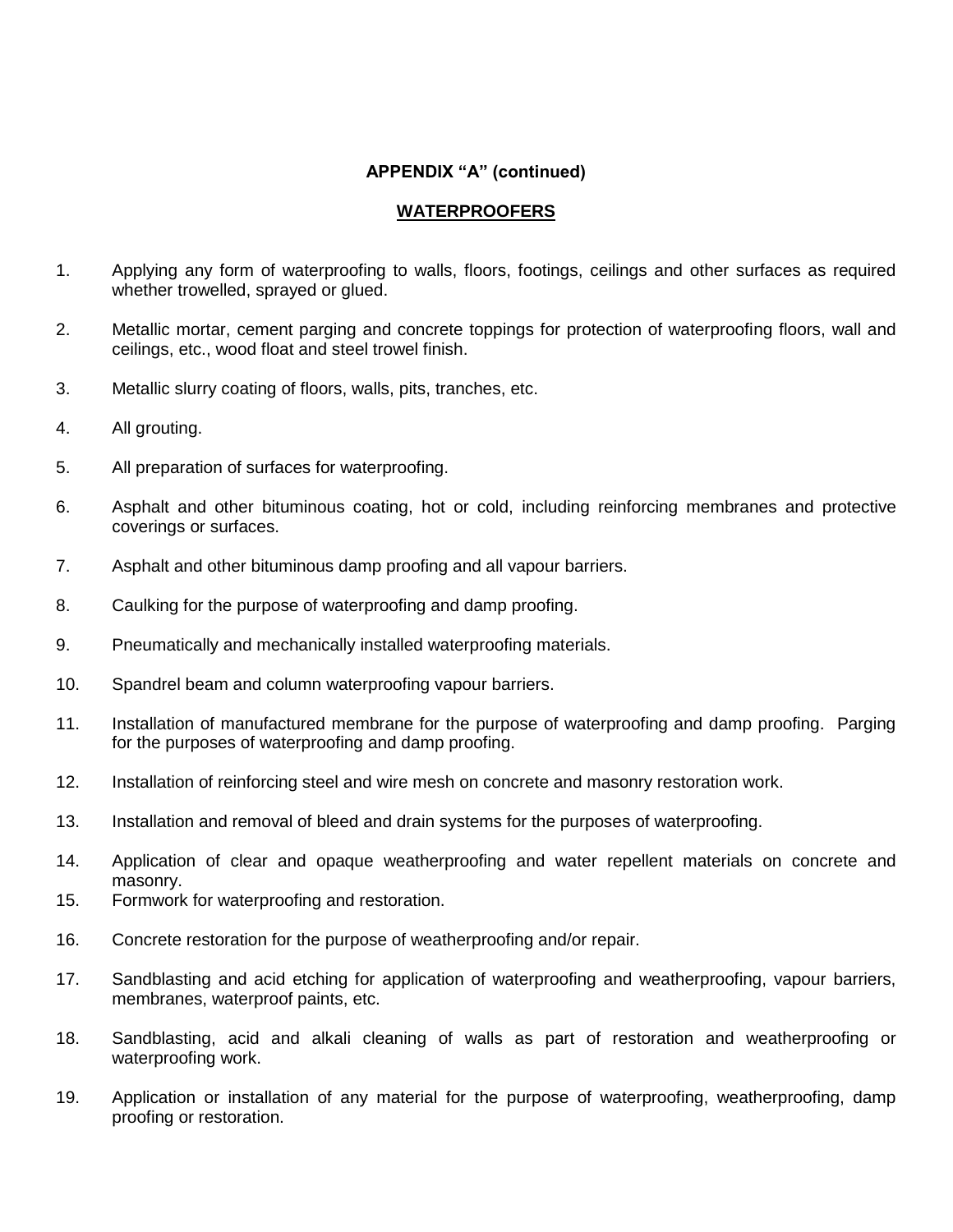**APPENDIX “A” (continued)**

**WATERPROOFERS**

1. Applying any form of waterproofing to walls, floors, footings, ceilings and other surfaces as required whether trowelled, sprayed or glued.

2. Metallic mortar, cement parging and concrete toppings for protection of waterproofing floors, wall and ceilings, etc., wood float and steel trowel finish.

3. Metallic slurry coating of floors, walls, pits, tranches, etc.

4. All grouting.

5. All preparation of surfaces for waterproofing.

6. Asphalt and other bituminous coating, hot or cold, including reinforcing membranes and protective coverings or surfaces.

7. Asphalt and other bituminous damp proofing and all vapour barriers.

8. Caulking for the purpose of waterproofing and damp proofing.

9. Pneumatically and mechanically installed waterproofing materials.

10. Spandrel beam and column waterproofing vapour barriers.

11. Installation of manufactured membrane for the purpose of waterproofing and damp proofing. Parging for the purposes of waterproofing and damp proofing.

12. Installation of reinforcing steel and wire mesh on concrete and masonry restoration work.

13. Installation and removal of bleed and drain systems for the purposes of waterproofing.

14. Application of clear and opaque weatherproofing and water repellent materials on concrete and masonry.

15. Formwork for waterproofing and restoration.

16. Concrete restoration for the purpose of weatherproofing and/or repair.

17. Sandblasting and acid etching for application of waterproofing and weatherproofing, vapour barriers, membranes, waterproof paints, etc.

18. Sandblasting, acid and alkali cleaning of walls as part of restoration and weatherproofing or waterproofing work.

19. Application or installation of any material for the purpose of waterproofing, weatherproofing, damp proofing or restoration.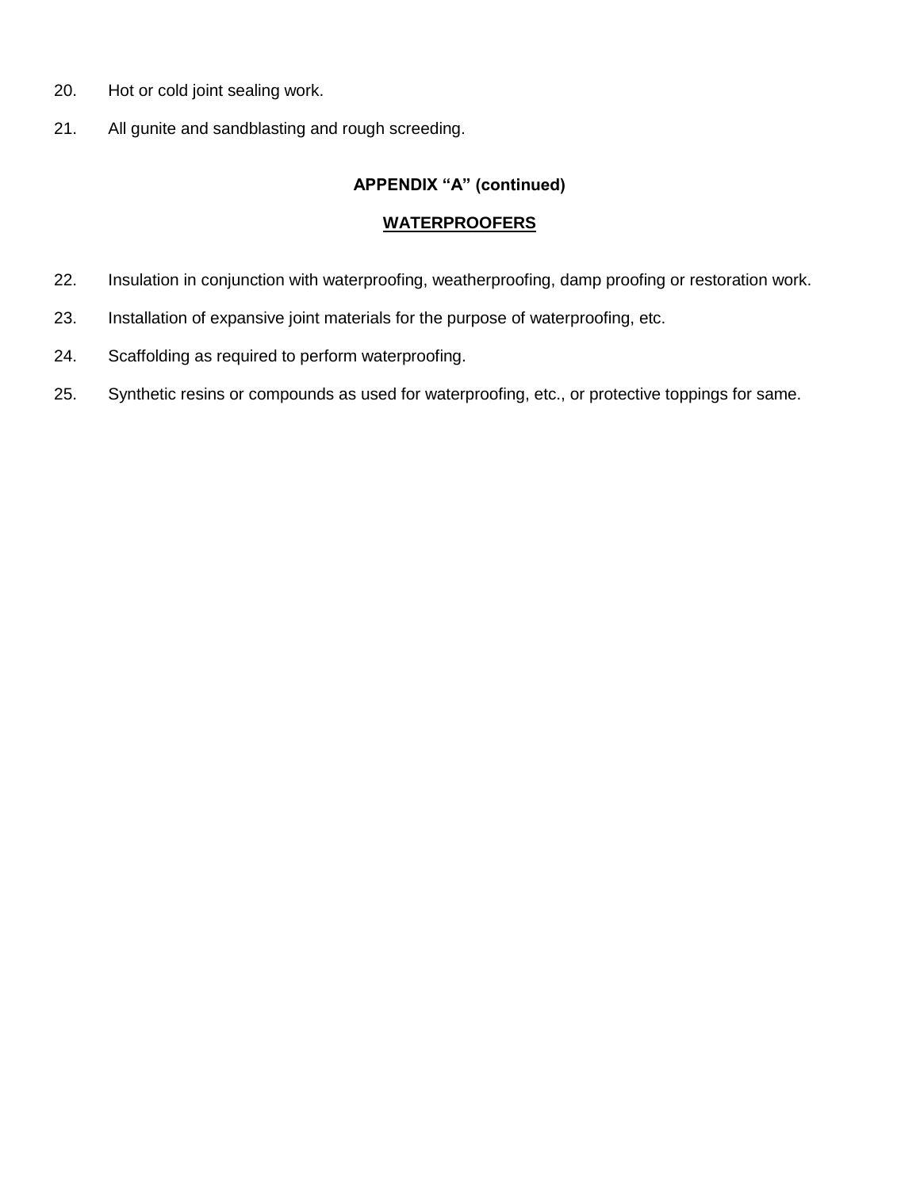20. Hot or cold joint sealing work.

21. All gunite and sandblasting and rough screeding.

**APPENDIX "A" (continued)**

**WATERPROOFERS**

22. Insulation in conjunction with waterproofing, weatherproofing, damp proofing or restoration work.

23. Installation of expansive joint materials for the purpose of waterproofing, etc.

24. Scaffolding as required to perform waterproofing.

25. Synthetic resins or compounds as used for waterproofing, etc., or protective toppings for same.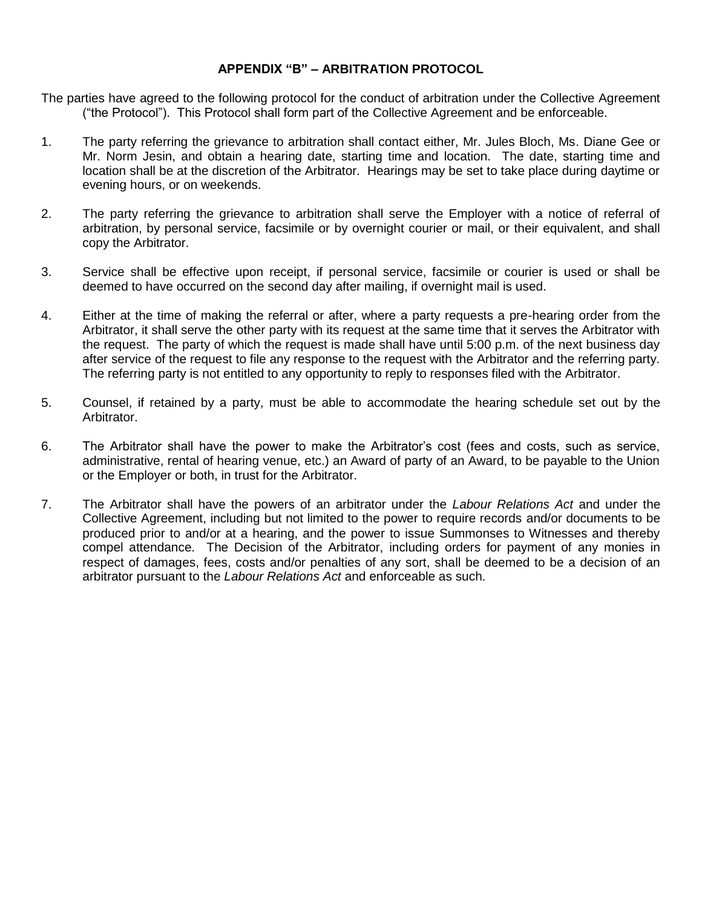## APPENDIX "B" – ARBITRATION PROTOCOL

The parties have agreed to the following protocol for the conduct of arbitration under the Collective Agreement ("the Protocol"). This Protocol shall form part of the Collective Agreement and be enforceable.

1. The party referring the grievance to arbitration shall contact either, Mr. Jules Bloch, Ms. Diane Gee or Mr. Norm Jesin, and obtain a hearing date, starting time and location. The date, starting time and location shall be at the discretion of the Arbitrator. Hearings may be set to take place during daytime or evening hours, or on weekends.

2. The party referring the grievance to arbitration shall serve the Employer with a notice of referral of arbitration, by personal service, facsimile or by overnight courier or mail, or their equivalent, and shall copy the Arbitrator.

3. Service shall be effective upon receipt, if personal service, facsimile or courier is used or shall be deemed to have occurred on the second day after mailing, if overnight mail is used.

4. Either at the time of making the referral or after, where a party requests a pre-hearing order from the Arbitrator, it shall serve the other party with its request at the same time that it serves the Arbitrator with the request. The party of which the request is made shall have until 5:00 p.m. of the next business day after service of the request to file any response to the request with the Arbitrator and the referring party. The referring party is not entitled to any opportunity to reply to responses filed with the Arbitrator.

5. Counsel, if retained by a party, must be able to accommodate the hearing schedule set out by the Arbitrator.

6. The Arbitrator shall have the power to make the Arbitrator's cost (fees and costs, such as service, administrative, rental of hearing venue, etc.) an Award of party of an Award, to be payable to the Union or the Employer or both, in trust for the Arbitrator.

7. The Arbitrator shall have the powers of an arbitrator under the *Labour Relations Act* and under the Collective Agreement, including but not limited to the power to require records and/or documents to be produced prior to and/or at a hearing, and the power to issue Summonses to Witnesses and thereby compel attendance. The Decision of the Arbitrator, including orders for payment of any monies in respect of damages, fees, costs and/or penalties of any sort, shall be deemed to be a decision of an arbitrator pursuant to the *Labour Relations Act* and enforceable as such.